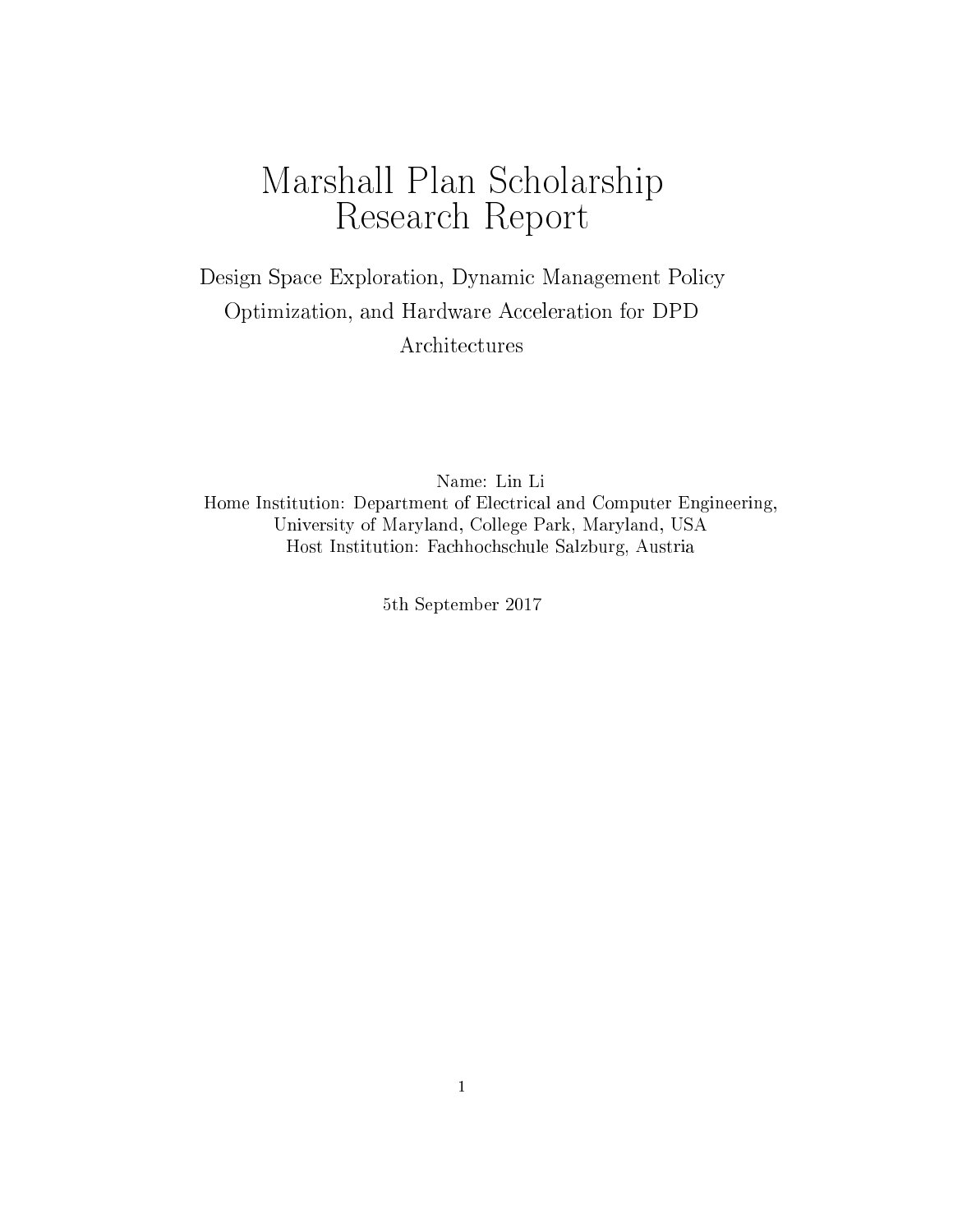# Marshall Plan Scholarship Research Report

Design Space Exploration, Dynamic Management Policy Optimization, and Hardware Acceleration for DPD Architectures

Name: Lin Li
Home Institution: Department of Electrical and Computer Engineering, University of Maryland, College Park, Maryland, USA
Host Institution: Fachhochschule Salzburg, Austria

5th September 2017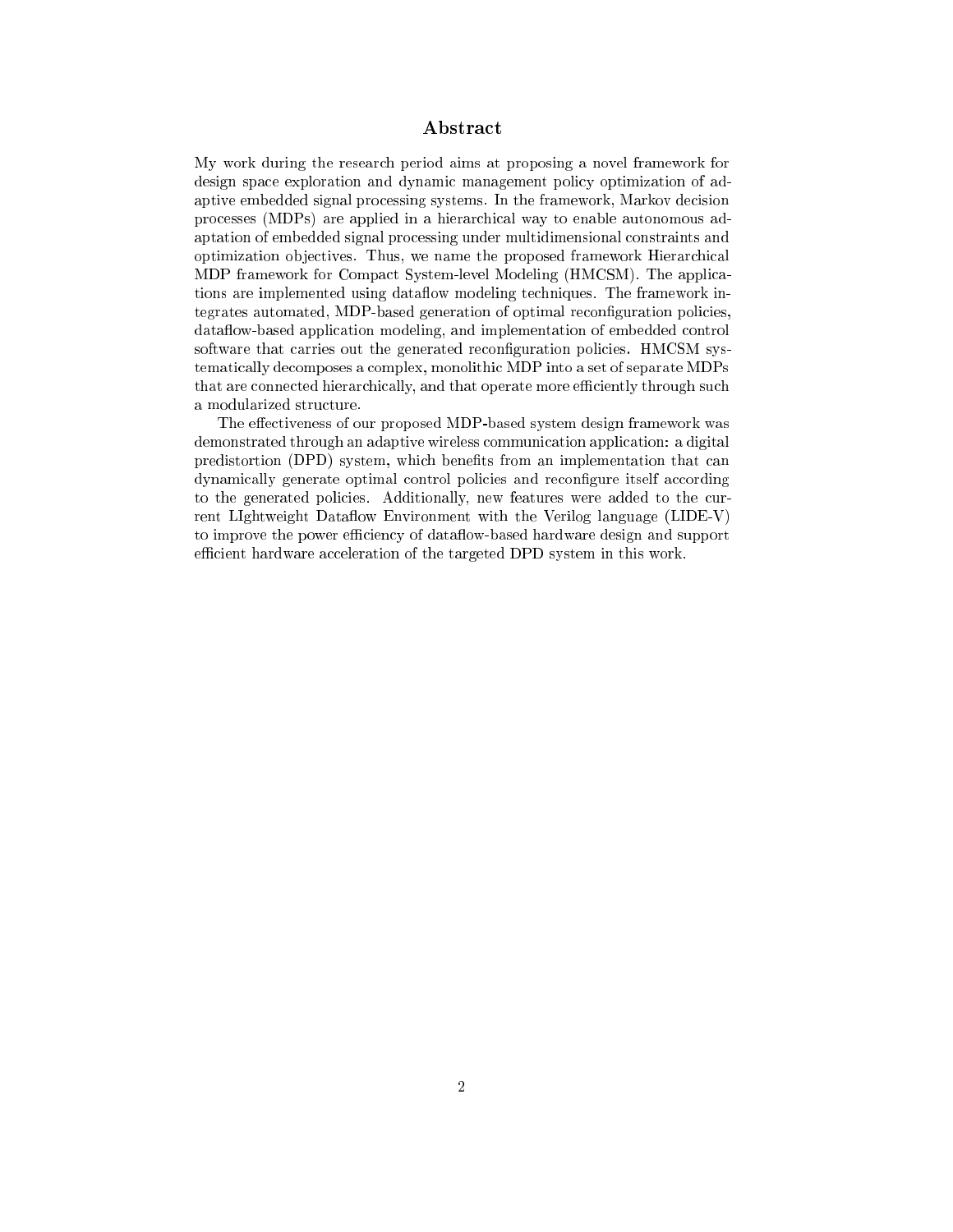# Abstract

My work during the research period aims at proposing a novel framework for design space exploration and dynamic management policy optimization of adaptive embedded signal processing systems. In the framework, Markov decision processes (MDPs) are applied in a hierarchical way to enable autonomous adaptation of embedded signal processing under multidimensional constraints and optimization objectives. Thus, we name the proposed framework Hierarchical MDP framework for Compact System-level Modeling (HMCSM). The applications are implemented using dataflow modeling techniques. The framework integrates automated, MDP-based generation of optimal reconfiguration policies, dataflow-based application modeling, and implementation of embedded control software that carries out the generated reconfiguration policies. HMCSM systematically decomposes a complex, monolithic MDP into a set of separate MDPs that are connected hierarchically, and that operate more efficiently through such a modularized structure.

The effectiveness of our proposed MDP-based system design framework was demonstrated through an adaptive wireless communication application: a digital predistortion (DPD) system, which benefits from an implementation that can dynamically generate optimal control policies and reconfigure itself according to the generated policies. Additionally, new features were added to the current LIghtweight Dataflow Environment with the Verilog language (LIDE-V) to improve the power efficiency of dataflow-based hardware design and support efficient hardware acceleration of the targeted DPD system in this work.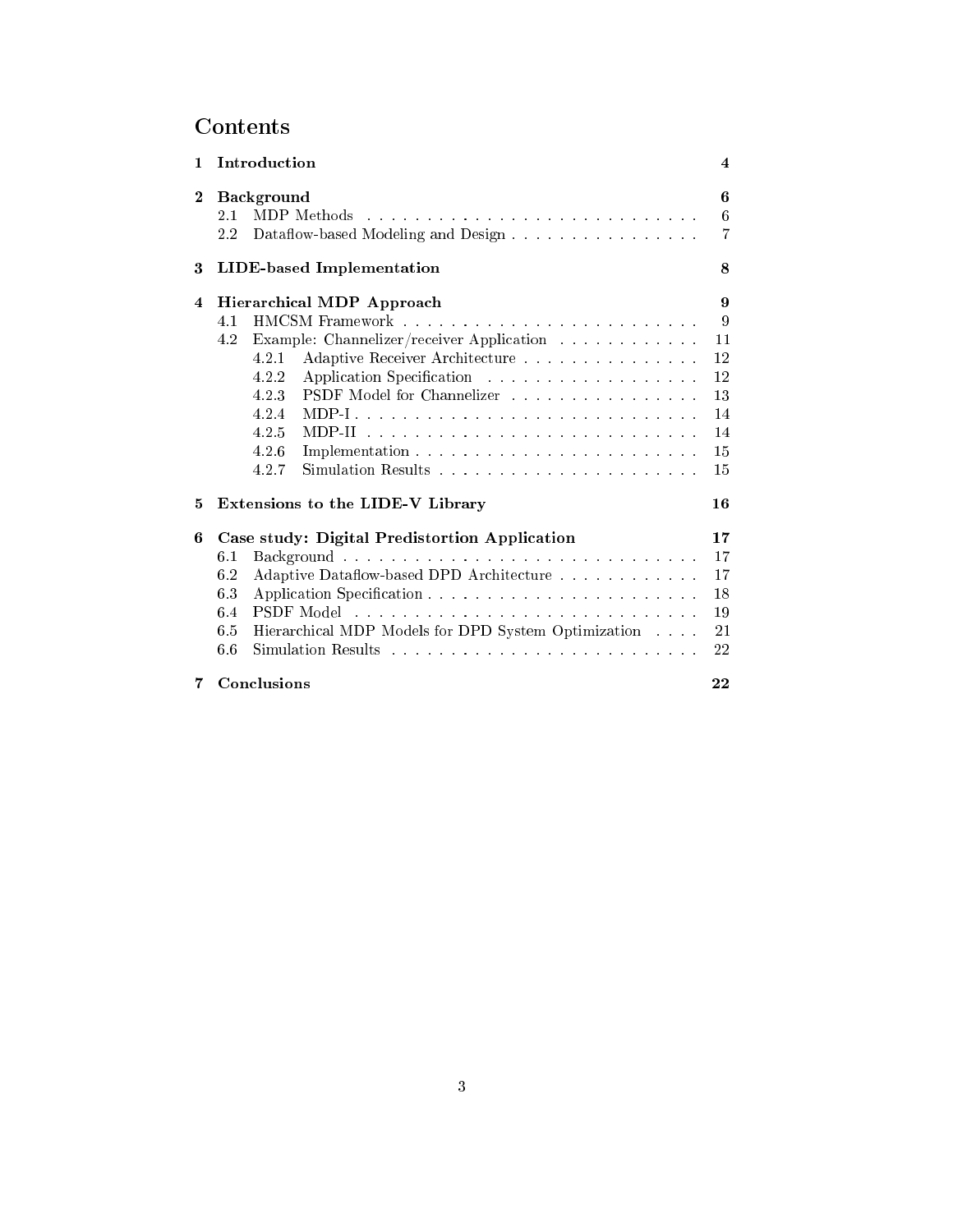# Contents

| | | |
|---|---|---|
| **1** | **Introduction** | **4** |
| **2** | **Background** | **6** |
| 2.1 | MDP Methods | 6 |
| 2.2 | Dataflow-based Modeling and Design | 7 |
| **3** | **LIDE-based Implementation** | **8** |
| **4** | **Hierarchical MDP Approach** | **9** |
| 4.1 | HMCSM Framework | 9 |
| 4.2 | Example: Channelizer/receiver Application | 11 |
| 4.2.1 | Adaptive Receiver Architecture | 12 |
| 4.2.2 | Application Specification | 12 |
| 4.2.3 | PSDF Model for Channelizer | 13 |
| 4.2.4 | MDP-I | 14 |
| 4.2.5 | MDP-II | 14 |
| 4.2.6 | Implementation | 15 |
| 4.2.7 | Simulation Results | 15 |
| **5** | **Extensions to the LIDE-V Library** | **16** |
| **6** | **Case study: Digital Predistortion Application** | **17** |
| 6.1 | Background | 17 |
| 6.2 | Adaptive Dataflow-based DPD Architecture | 17 |
| 6.3 | Application Specification | 18 |
| 6.4 | PSDF Model | 19 |
| 6.5 | Hierarchical MDP Models for DPD System Optimization | 21 |
| 6.6 | Simulation Results | 22 |
| **7** | **Conclusions** | **22** |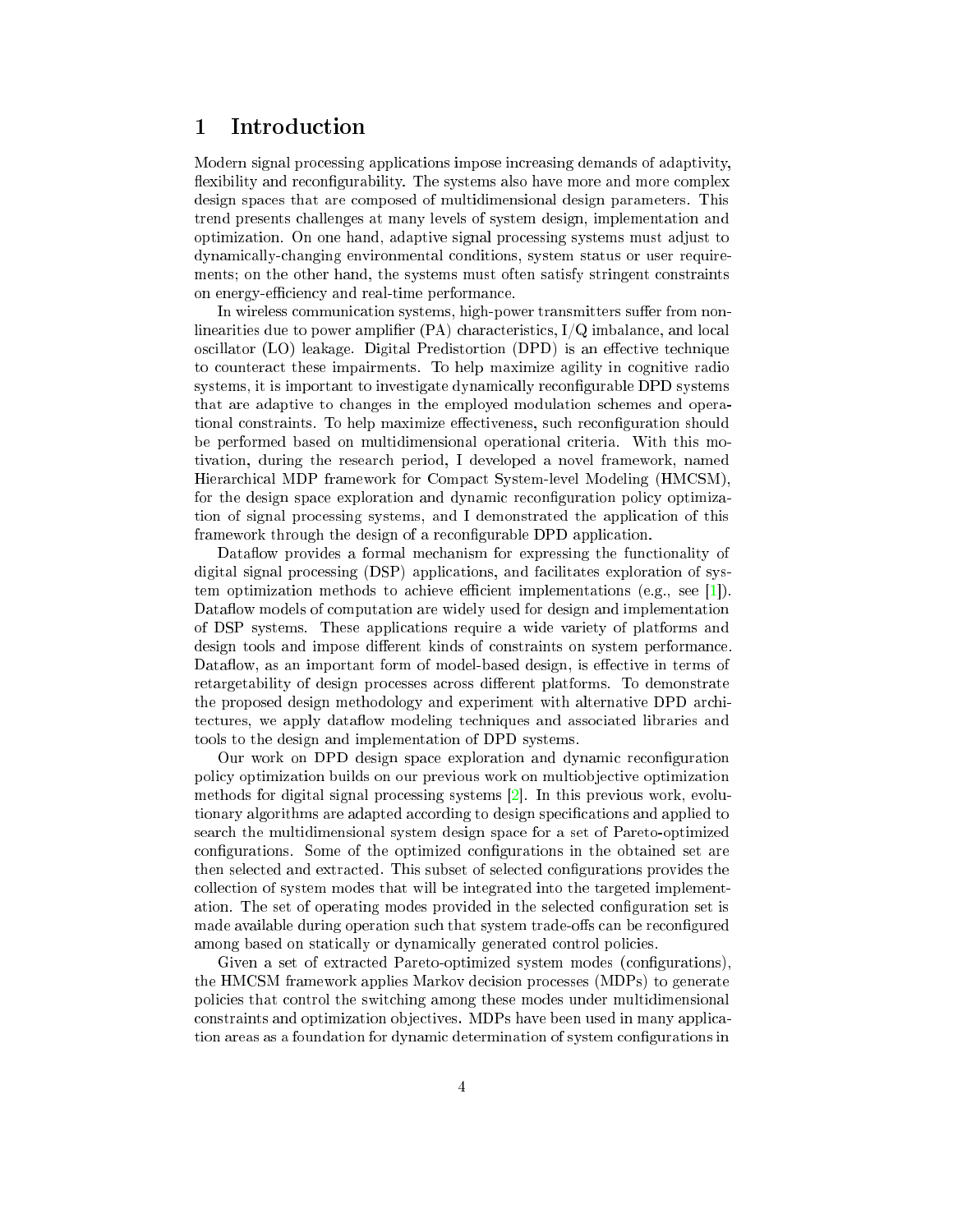# 1 Introduction

Modern signal processing applications impose increasing demands of adaptivity, flexibility and reconfigurability. The systems also have more and more complex design spaces that are composed of multidimensional design parameters. This trend presents challenges at many levels of system design, implementation and optimization. On one hand, adaptive signal processing systems must adjust to dynamically-changing environmental conditions, system status or user requirements; on the other hand, the systems must often satisfy stringent constraints on energy-efficiency and real-time performance.

In wireless communication systems, high-power transmitters suffer from nonlinearities due to power amplifier (PA) characteristics, I/Q imbalance, and local oscillator (LO) leakage. Digital Predistortion (DPD) is an effective technique to counteract these impairments. To help maximize agility in cognitive radio systems, it is important to investigate dynamically reconfigurable DPD systems that are adaptive to changes in the employed modulation schemes and operational constraints. To help maximize effectiveness, such reconfiguration should be performed based on multidimensional operational criteria. With this motivation, during the research period, I developed a novel framework, named Hierarchical MDP framework for Compact System-level Modeling (HMCSM), for the design space exploration and dynamic reconfiguration policy optimization of signal processing systems, and I demonstrated the application of this framework through the design of a reconfigurable DPD application.

Dataflow provides a formal mechanism for expressing the functionality of digital signal processing (DSP) applications, and facilitates exploration of system optimization methods to achieve efficient implementations (e.g., see [1]). Dataflow models of computation are widely used for design and implementation of DSP systems. These applications require a wide variety of platforms and design tools and impose different kinds of constraints on system performance. Dataflow, as an important form of model-based design, is effective in terms of retargetability of design processes across different platforms. To demonstrate the proposed design methodology and experiment with alternative DPD architectures, we apply dataflow modeling techniques and associated libraries and tools to the design and implementation of DPD systems.

Our work on DPD design space exploration and dynamic reconfiguration policy optimization builds on our previous work on multiobjective optimization methods for digital signal processing systems [2]. In this previous work, evolutionary algorithms are adapted according to design specifications and applied to search the multidimensional system design space for a set of Pareto-optimized configurations. Some of the optimized configurations in the obtained set are then selected and extracted. This subset of selected configurations provides the collection of system modes that will be integrated into the targeted implementation. The set of operating modes provided in the selected configuration set is made available during operation such that system trade-offs can be reconfigured among based on statically or dynamically generated control policies.

Given a set of extracted Pareto-optimized system modes (configurations), the HMCSM framework applies Markov decision processes (MDPs) to generate policies that control the switching among these modes under multidimensional constraints and optimization objectives. MDPs have been used in many application areas as a foundation for dynamic determination of system configurations in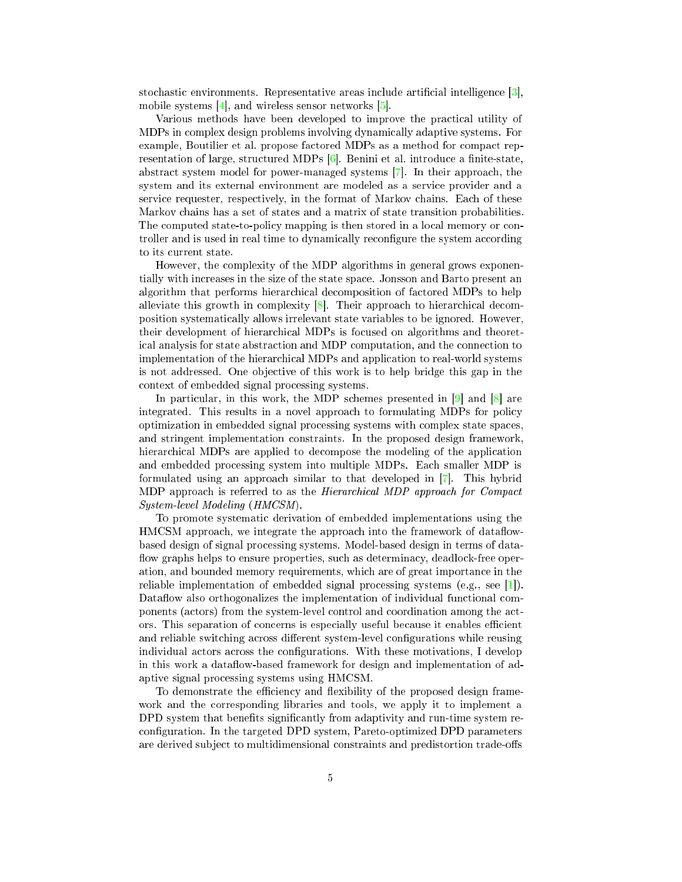stochastic environments. Representative areas include artificial intelligence [3], mobile systems [4], and wireless sensor networks [5].

Various methods have been developed to improve the practical utility of MDPs in complex design problems involving dynamically adaptive systems. For example, Boutilier et al. propose factored MDPs as a method for compact representation of large, structured MDPs [6]. Benini et al. introduce a finite-state, abstract system model for power-managed systems [7]. In their approach, the system and its external environment are modeled as a service provider and a service requester, respectively, in the format of Markov chains. Each of these Markov chains has a set of states and a matrix of state transition probabilities. The computed state-to-policy mapping is then stored in a local memory or controller and is used in real time to dynamically reconfigure the system according to its current state.

However, the complexity of the MDP algorithms in general grows exponentially with increases in the size of the state space. Jonsson and Barto present an algorithm that performs hierarchical decomposition of factored MDPs to help alleviate this growth in complexity [8]. Their approach to hierarchical decomposition systematically allows irrelevant state variables to be ignored. However, their development of hierarchical MDPs is focused on algorithms and theoretical analysis for state abstraction and MDP computation, and the connection to implementation of the hierarchical MDPs and application to real-world systems is not addressed. One objective of this work is to help bridge this gap in the context of embedded signal processing systems.

In particular, in this work, the MDP schemes presented in [9] and [8] are integrated. This results in a novel approach to formulating MDPs for policy optimization in embedded signal processing systems with complex state spaces, and stringent implementation constraints. In the proposed design framework, hierarchical MDPs are applied to decompose the modeling of the application and embedded processing system into multiple MDPs. Each smaller MDP is formulated using an approach similar to that developed in [7]. This hybrid MDP approach is referred to as the *Hierarchical MDP approach for Compact System-level Modeling* (*HMCSM*).

To promote systematic derivation of embedded implementations using the HMCSM approach, we integrate the approach into the framework of dataflow-based design of signal processing systems. Model-based design in terms of dataflow graphs helps to ensure properties, such as determinacy, deadlock-free operation, and bounded memory requirements, which are of great importance in the reliable implementation of embedded signal processing systems (e.g., see [1]). Dataflow also orthogonalizes the implementation of individual functional components (actors) from the system-level control and coordination among the actors. This separation of concerns is especially useful because it enables efficient and reliable switching across different system-level configurations while reusing individual actors across the configurations. With these motivations, I develop in this work a dataflow-based framework for design and implementation of adaptive signal processing systems using HMCSM.

To demonstrate the efficiency and flexibility of the proposed design framework and the corresponding libraries and tools, we apply it to implement a DPD system that benefits significantly from adaptivity and run-time system reconfiguration. In the targeted DPD system, Pareto-optimized DPD parameters are derived subject to multidimensional constraints and predistortion trade-offs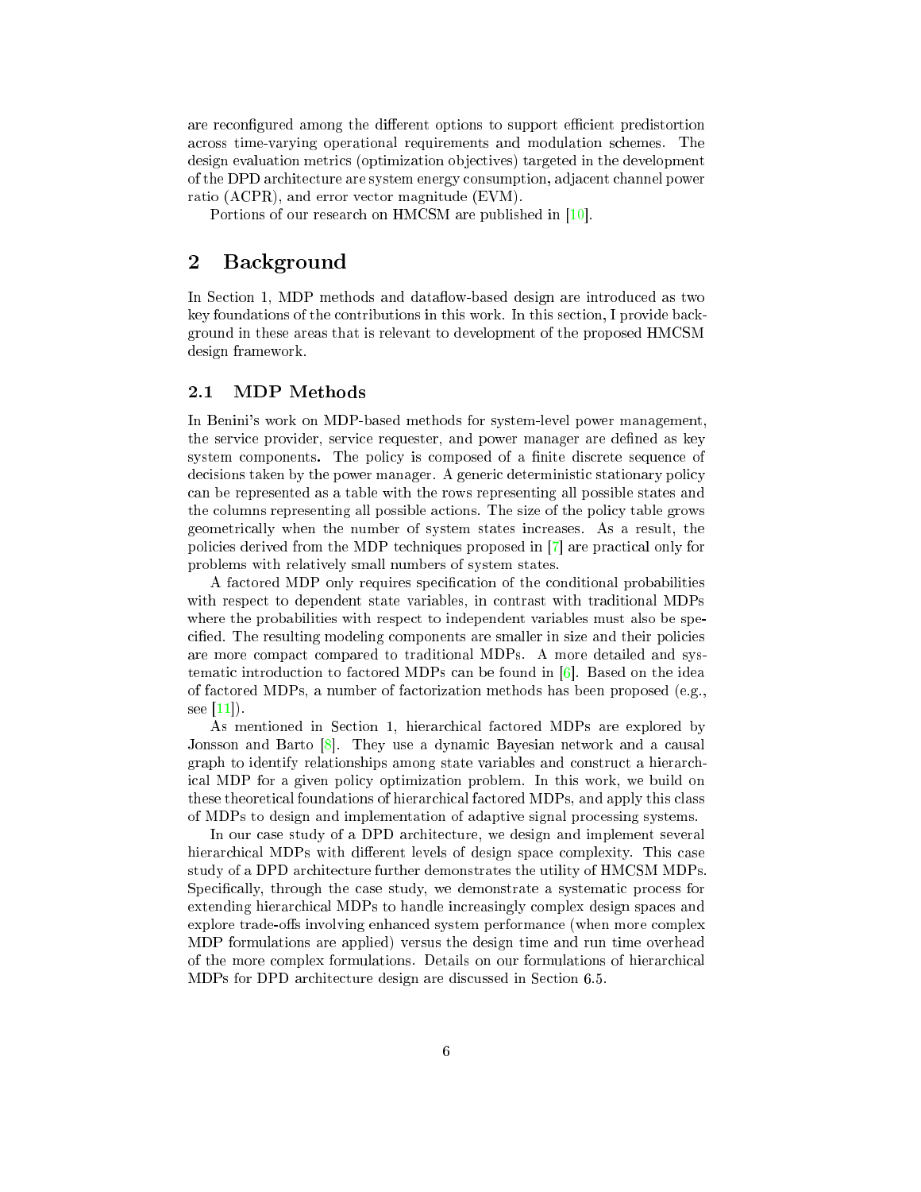are reconfigured among the different options to support efficient predistortion across time-varying operational requirements and modulation schemes. The design evaluation metrics (optimization objectives) targeted in the development of the DPD architecture are system energy consumption, adjacent channel power ratio (ACPR), and error vector magnitude (EVM).

Portions of our research on HMCSM are published in [10].

# 2 Background

In Section 1, MDP methods and dataflow-based design are introduced as two key foundations of the contributions in this work. In this section, I provide background in these areas that is relevant to development of the proposed HMCSM design framework.

## 2.1 MDP Methods

In Benini's work on MDP-based methods for system-level power management, the service provider, service requester, and power manager are defined as key system components. The policy is composed of a finite discrete sequence of decisions taken by the power manager. A generic deterministic stationary policy can be represented as a table with the rows representing all possible states and the columns representing all possible actions. The size of the policy table grows geometrically when the number of system states increases. As a result, the policies derived from the MDP techniques proposed in [7] are practical only for problems with relatively small numbers of system states.

A factored MDP only requires specification of the conditional probabilities with respect to dependent state variables, in contrast with traditional MDPs where the probabilities with respect to independent variables must also be specified. The resulting modeling components are smaller in size and their policies are more compact compared to traditional MDPs. A more detailed and systematic introduction to factored MDPs can be found in [6]. Based on the idea of factored MDPs, a number of factorization methods has been proposed (e.g., see [11]).

As mentioned in Section 1, hierarchical factored MDPs are explored by Jonsson and Barto [8]. They use a dynamic Bayesian network and a causal graph to identify relationships among state variables and construct a hierarchical MDP for a given policy optimization problem. In this work, we build on these theoretical foundations of hierarchical factored MDPs, and apply this class of MDPs to design and implementation of adaptive signal processing systems.

In our case study of a DPD architecture, we design and implement several hierarchical MDPs with different levels of design space complexity. This case study of a DPD architecture further demonstrates the utility of HMCSM MDPs. Specifically, through the case study, we demonstrate a systematic process for extending hierarchical MDPs to handle increasingly complex design spaces and explore trade-offs involving enhanced system performance (when more complex MDP formulations are applied) versus the design time and run time overhead of the more complex formulations. Details on our formulations of hierarchical MDPs for DPD architecture design are discussed in Section 6.5.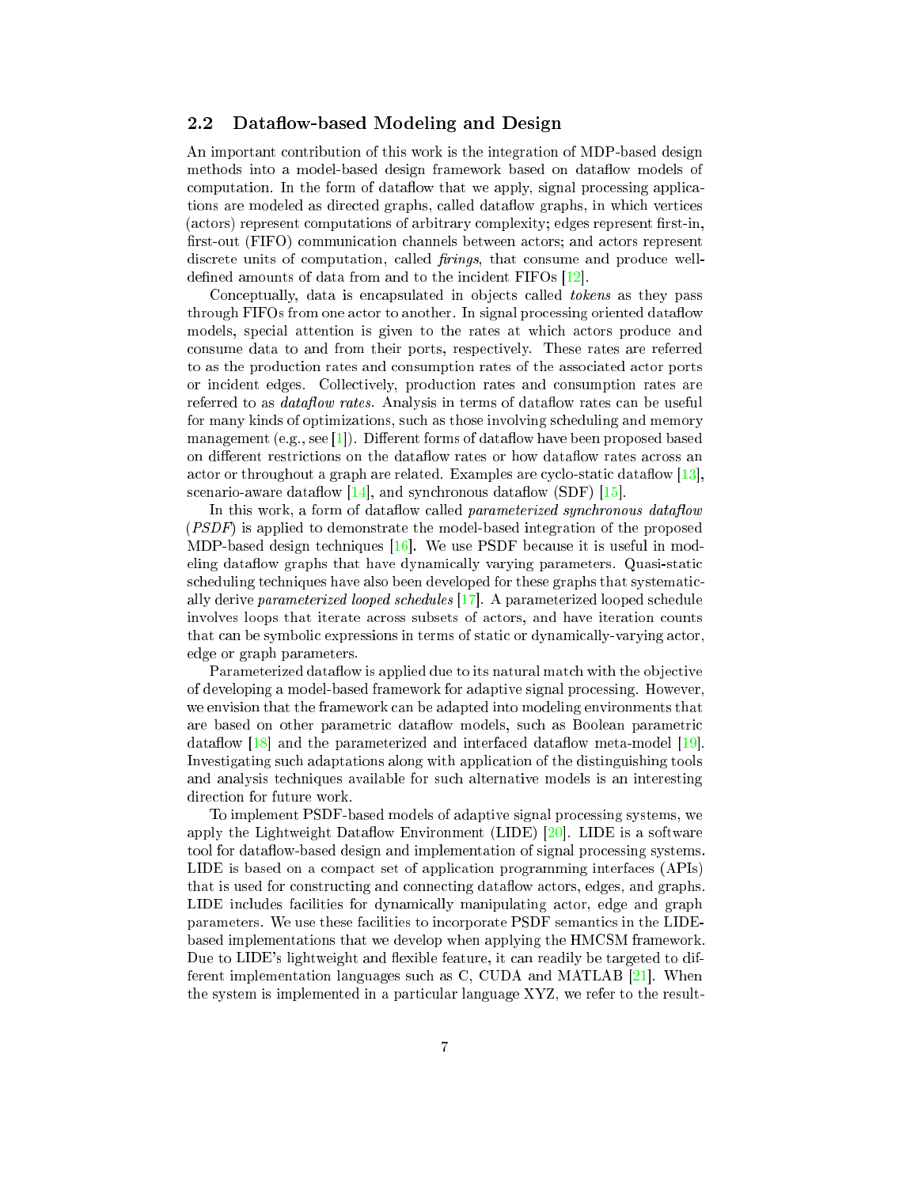## 2.2 Dataflow-based Modeling and Design

An important contribution of this work is the integration of MDP-based design methods into a model-based design framework based on dataflow models of computation. In the form of dataflow that we apply, signal processing applications are modeled as directed graphs, called dataflow graphs, in which vertices (actors) represent computations of arbitrary complexity; edges represent first-in, first-out (FIFO) communication channels between actors; and actors represent discrete units of computation, called *firings*, that consume and produce well-defined amounts of data from and to the incident FIFOs [12].

Conceptually, data is encapsulated in objects called *tokens* as they pass through FIFOs from one actor to another. In signal processing oriented dataflow models, special attention is given to the rates at which actors produce and consume data to and from their ports, respectively. These rates are referred to as the production rates and consumption rates of the associated actor ports or incident edges. Collectively, production rates and consumption rates are referred to as *dataflow rates*. Analysis in terms of dataflow rates can be useful for many kinds of optimizations, such as those involving scheduling and memory management (e.g., see [1]). Different forms of dataflow have been proposed based on different restrictions on the dataflow rates or how dataflow rates across an actor or throughout a graph are related. Examples are cyclo-static dataflow [13], scenario-aware dataflow [14], and synchronous dataflow (SDF) [15].

In this work, a form of dataflow called *parameterized synchronous dataflow* (*PSDF*) is applied to demonstrate the model-based integration of the proposed MDP-based design techniques [16]. We use PSDF because it is useful in modeling dataflow graphs that have dynamically varying parameters. Quasi-static scheduling techniques have also been developed for these graphs that systematically derive *parameterized looped schedules* [17]. A parameterized looped schedule involves loops that iterate across subsets of actors, and have iteration counts that can be symbolic expressions in terms of static or dynamically-varying actor, edge or graph parameters.

Parameterized dataflow is applied due to its natural match with the objective of developing a model-based framework for adaptive signal processing. However, we envision that the framework can be adapted into modeling environments that are based on other parametric dataflow models, such as Boolean parametric dataflow [18] and the parameterized and interfaced dataflow meta-model [19]. Investigating such adaptations along with application of the distinguishing tools and analysis techniques available for such alternative models is an interesting direction for future work.

To implement PSDF-based models of adaptive signal processing systems, we apply the Lightweight Dataflow Environment (LIDE) [20]. LIDE is a software tool for dataflow-based design and implementation of signal processing systems. LIDE is based on a compact set of application programming interfaces (APIs) that is used for constructing and connecting dataflow actors, edges, and graphs. LIDE includes facilities for dynamically manipulating actor, edge and graph parameters. We use these facilities to incorporate PSDF semantics in the LIDE-based implementations that we develop when applying the HMCSM framework. Due to LIDE's lightweight and flexible feature, it can readily be targeted to different implementation languages such as C, CUDA and MATLAB [21]. When the system is implemented in a particular language XYZ, we refer to the result-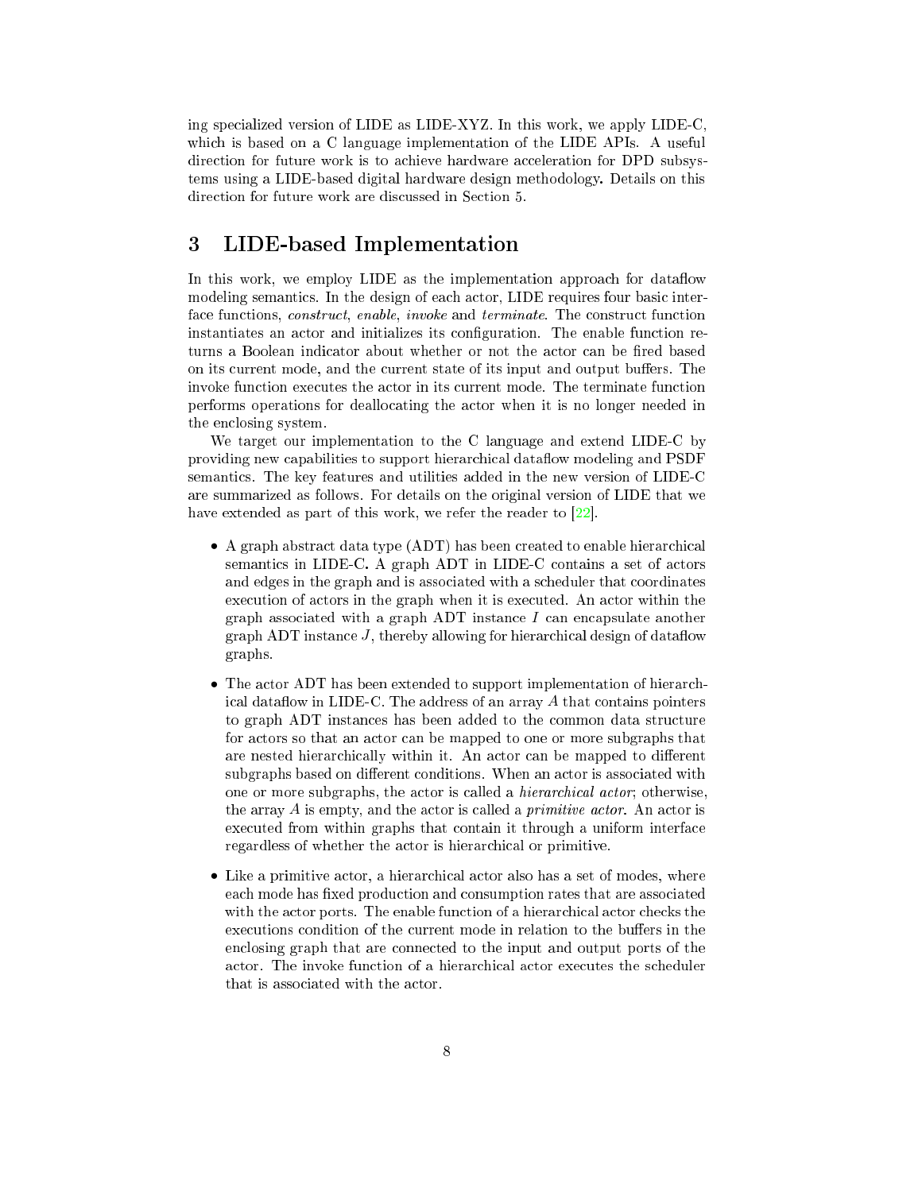ing specialized version of LIDE as LIDE-XYZ. In this work, we apply LIDE-C, which is based on a C language implementation of the LIDE APIs. A useful direction for future work is to achieve hardware acceleration for DPD subsystems using a LIDE-based digital hardware design methodology. Details on this direction for future work are discussed in Section 5.

# 3 LIDE-based Implementation

In this work, we employ LIDE as the implementation approach for dataflow modeling semantics. In the design of each actor, LIDE requires four basic interface functions, *construct*, *enable*, *invoke* and *terminate*. The construct function instantiates an actor and initializes its configuration. The enable function returns a Boolean indicator about whether or not the actor can be fired based on its current mode, and the current state of its input and output buffers. The invoke function executes the actor in its current mode. The terminate function performs operations for deallocating the actor when it is no longer needed in the enclosing system.

We target our implementation to the C language and extend LIDE-C by providing new capabilities to support hierarchical dataflow modeling and PSDF semantics. The key features and utilities added in the new version of LIDE-C are summarized as follows. For details on the original version of LIDE that we have extended as part of this work, we refer the reader to [22].

- A graph abstract data type (ADT) has been created to enable hierarchical semantics in LIDE-C. A graph ADT in LIDE-C contains a set of actors and edges in the graph and is associated with a scheduler that coordinates execution of actors in the graph when it is executed. An actor within the graph associated with a graph ADT instance $I$ can encapsulate another graph ADT instance $J$, thereby allowing for hierarchical design of dataflow graphs.

- The actor ADT has been extended to support implementation of hierarchical dataflow in LIDE-C. The address of an array $A$ that contains pointers to graph ADT instances has been added to the common data structure for actors so that an actor can be mapped to one or more subgraphs that are nested hierarchically within it. An actor can be mapped to different subgraphs based on different conditions. When an actor is associated with one or more subgraphs, the actor is called a *hierarchical actor*; otherwise, the array $A$ is empty, and the actor is called a *primitive actor*. An actor is executed from within graphs that contain it through a uniform interface regardless of whether the actor is hierarchical or primitive.

- Like a primitive actor, a hierarchical actor also has a set of modes, where each mode has fixed production and consumption rates that are associated with the actor ports. The enable function of a hierarchical actor checks the executions condition of the current mode in relation to the buffers in the enclosing graph that are connected to the input and output ports of the actor. The invoke function of a hierarchical actor executes the scheduler that is associated with the actor.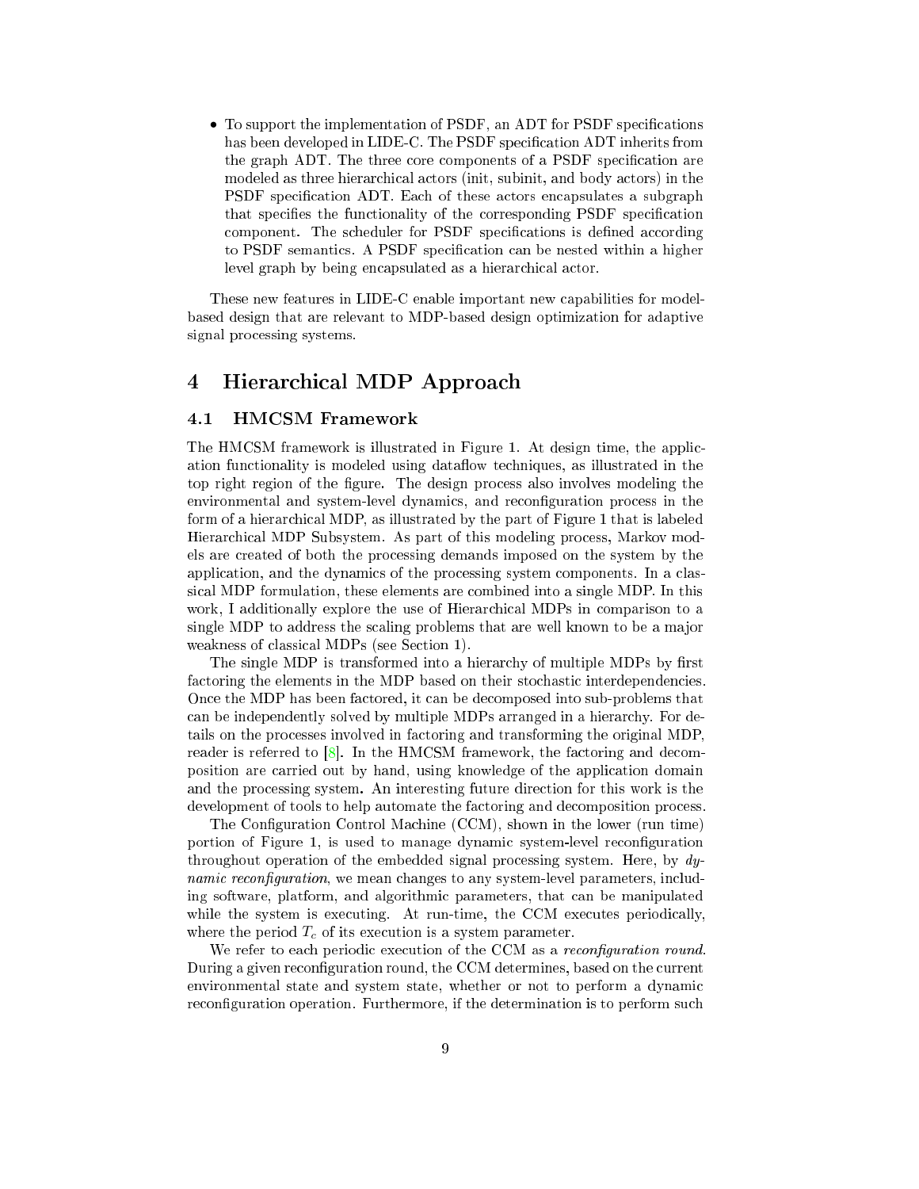- To support the implementation of PSDF, an ADT for PSDF specifications has been developed in LIDE-C. The PSDF specification ADT inherits from the graph ADT. The three core components of a PSDF specification are modeled as three hierarchical actors (init, subinit, and body actors) in the PSDF specification ADT. Each of these actors encapsulates a subgraph that specifies the functionality of the corresponding PSDF specification component. The scheduler for PSDF specifications is defined according to PSDF semantics. A PSDF specification can be nested within a higher level graph by being encapsulated as a hierarchical actor.

These new features in LIDE-C enable important new capabilities for model-based design that are relevant to MDP-based design optimization for adaptive signal processing systems.

# 4 Hierarchical MDP Approach

## 4.1 HMCSM Framework

The HMCSM framework is illustrated in Figure 1. At design time, the application functionality is modeled using dataflow techniques, as illustrated in the top right region of the figure. The design process also involves modeling the environmental and system-level dynamics, and reconfiguration process in the form of a hierarchical MDP, as illustrated by the part of Figure 1 that is labeled Hierarchical MDP Subsystem. As part of this modeling process, Markov models are created of both the processing demands imposed on the system by the application, and the dynamics of the processing system components. In a classical MDP formulation, these elements are combined into a single MDP. In this work, I additionally explore the use of Hierarchical MDPs in comparison to a single MDP to address the scaling problems that are well known to be a major weakness of classical MDPs (see Section 1).

The single MDP is transformed into a hierarchy of multiple MDPs by first factoring the elements in the MDP based on their stochastic interdependencies. Once the MDP has been factored, it can be decomposed into sub-problems that can be independently solved by multiple MDPs arranged in a hierarchy. For details on the processes involved in factoring and transforming the original MDP, reader is referred to [8]. In the HMCSM framework, the factoring and decomposition are carried out by hand, using knowledge of the application domain and the processing system. An interesting future direction for this work is the development of tools to help automate the factoring and decomposition process.

The Configuration Control Machine (CCM), shown in the lower (run time) portion of Figure 1, is used to manage dynamic system-level reconfiguration throughout operation of the embedded signal processing system. Here, by *dynamic reconfiguration*, we mean changes to any system-level parameters, including software, platform, and algorithmic parameters, that can be manipulated while the system is executing. At run-time, the CCM executes periodically, where the period $T_c$ of its execution is a system parameter.

We refer to each periodic execution of the CCM as a *reconfiguration round*. During a given reconfiguration round, the CCM determines, based on the current environmental state and system state, whether or not to perform a dynamic reconfiguration operation. Furthermore, if the determination is to perform such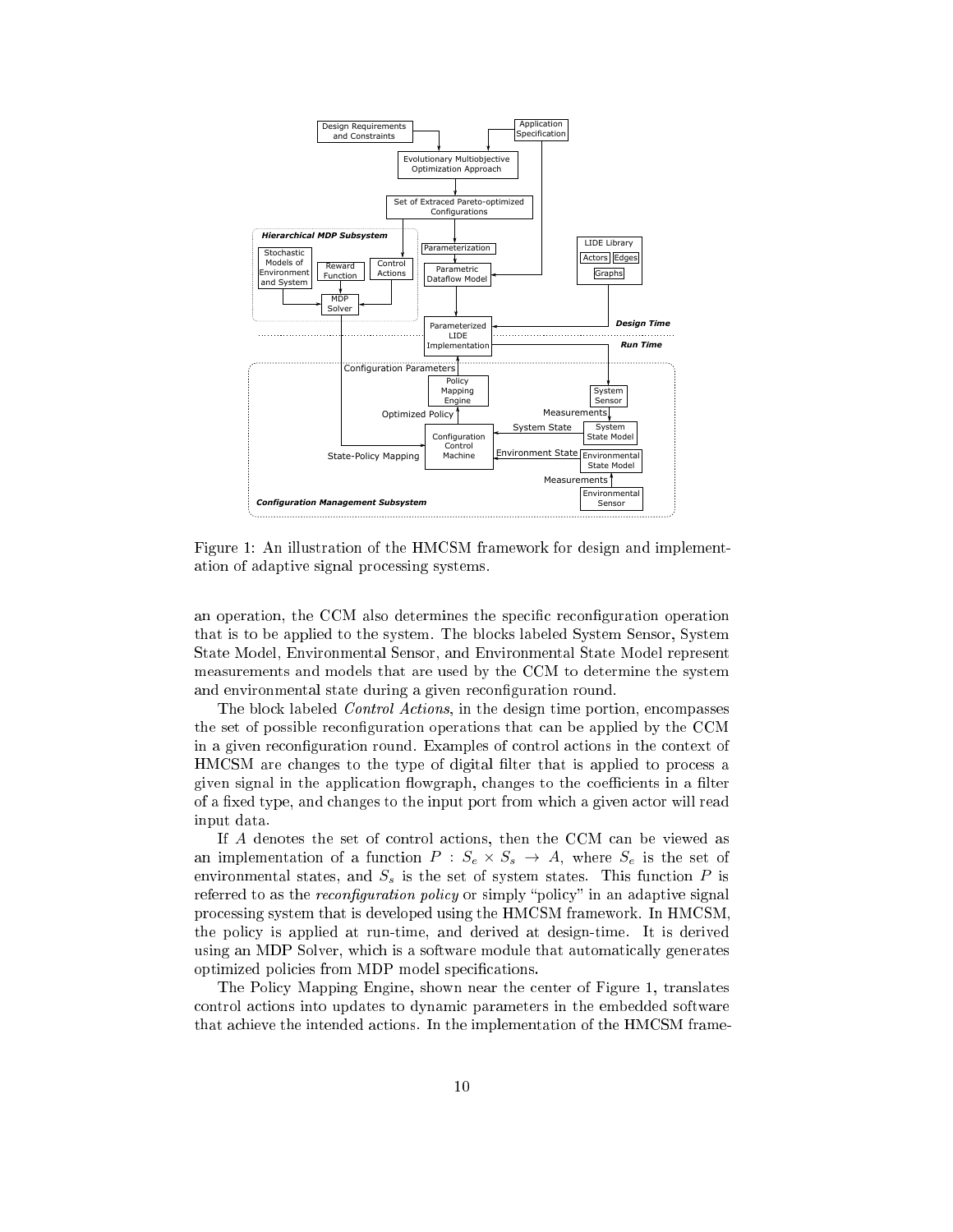Figure 1: An illustration of the HMCSM framework for design and implementation of adaptive signal processing systems.

an operation, the CCM also determines the specific reconfiguration operation that is to be applied to the system. The blocks labeled System Sensor, System State Model, Environmental Sensor, and Environmental State Model represent measurements and models that are used by the CCM to determine the system and environmental state during a given reconfiguration round.

The block labeled *Control Actions*, in the design time portion, encompasses the set of possible reconfiguration operations that can be applied by the CCM in a given reconfiguration round. Examples of control actions in the context of HMCSM are changes to the type of digital filter that is applied to process a given signal in the application flowgraph, changes to the coefficients in a filter of a fixed type, and changes to the input port from which a given actor will read input data.

If $A$ denotes the set of control actions, then the CCM can be viewed as an implementation of a function $P : S_e \times S_s \rightarrow A$, where $S_e$ is the set of environmental states, and $S_s$ is the set of system states. This function $P$ is referred to as the *reconfiguration policy* or simply "policy" in an adaptive signal processing system that is developed using the HMCSM framework. In HMCSM, the policy is applied at run-time, and derived at design-time. It is derived using an MDP Solver, which is a software module that automatically generates optimized policies from MDP model specifications.

The Policy Mapping Engine, shown near the center of Figure 1, translates control actions into updates to dynamic parameters in the embedded software that achieve the intended actions. In the implementation of the HMCSM frame-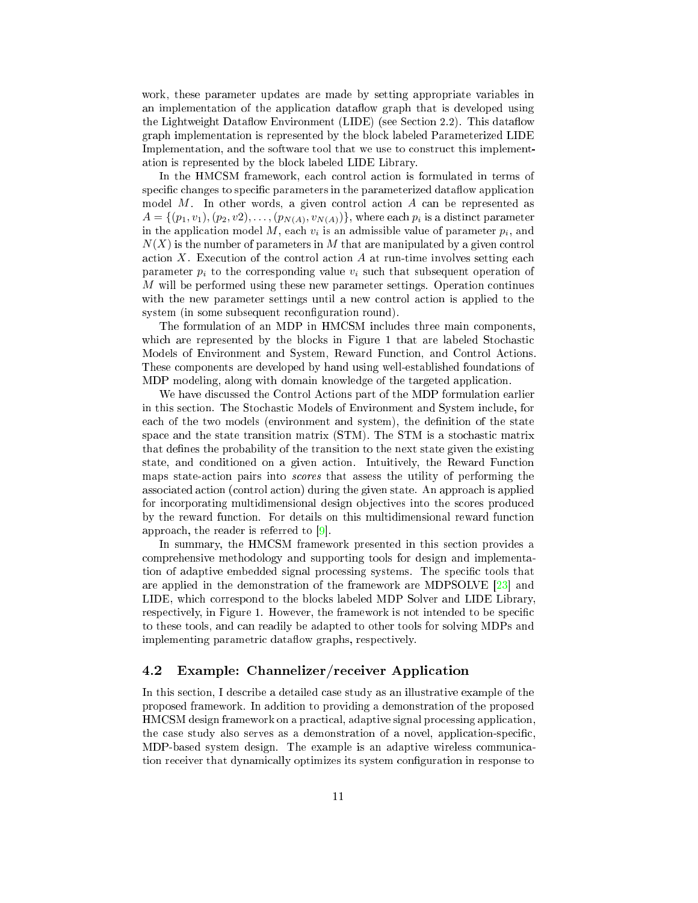work, these parameter updates are made by setting appropriate variables in an implementation of the application dataflow graph that is developed using the Lightweight Dataflow Environment (LIDE) (see Section 2.2). This dataflow graph implementation is represented by the block labeled Parameterized LIDE Implementation, and the software tool that we use to construct this implementation is represented by the block labeled LIDE Library.

In the HMCSM framework, each control action is formulated in terms of specific changes to specific parameters in the parameterized dataflow application model $M$. In other words, a given control action $A$ can be represented as $A = \{(p_1, v_1), (p_2, v2), \ldots, (p_{N(A)}, v_{N(A)})\}$, where each $p_i$ is a distinct parameter in the application model $M$, each $v_i$ is an admissible value of parameter $p_i$, and $N(X)$ is the number of parameters in $M$ that are manipulated by a given control action $X$. Execution of the control action $A$ at run-time involves setting each parameter $p_i$ to the corresponding value $v_i$ such that subsequent operation of $M$ will be performed using these new parameter settings. Operation continues with the new parameter settings until a new control action is applied to the system (in some subsequent reconfiguration round).

The formulation of an MDP in HMCSM includes three main components, which are represented by the blocks in Figure 1 that are labeled Stochastic Models of Environment and System, Reward Function, and Control Actions. These components are developed by hand using well-established foundations of MDP modeling, along with domain knowledge of the targeted application.

We have discussed the Control Actions part of the MDP formulation earlier in this section. The Stochastic Models of Environment and System include, for each of the two models (environment and system), the definition of the state space and the state transition matrix (STM). The STM is a stochastic matrix that defines the probability of the transition to the next state given the existing state, and conditioned on a given action. Intuitively, the Reward Function maps state-action pairs into *scores* that assess the utility of performing the associated action (control action) during the given state. An approach is applied for incorporating multidimensional design objectives into the scores produced by the reward function. For details on this multidimensional reward function approach, the reader is referred to [9].

In summary, the HMCSM framework presented in this section provides a comprehensive methodology and supporting tools for design and implementation of adaptive embedded signal processing systems. The specific tools that are applied in the demonstration of the framework are MDPSOLVE [23] and LIDE, which correspond to the blocks labeled MDP Solver and LIDE Library, respectively, in Figure 1. However, the framework is not intended to be specific to these tools, and can readily be adapted to other tools for solving MDPs and implementing parametric dataflow graphs, respectively.

## 4.2 Example: Channelizer/receiver Application

In this section, I describe a detailed case study as an illustrative example of the proposed framework. In addition to providing a demonstration of the proposed HMCSM design framework on a practical, adaptive signal processing application, the case study also serves as a demonstration of a novel, application-specific, MDP-based system design. The example is an adaptive wireless communication receiver that dynamically optimizes its system configuration in response to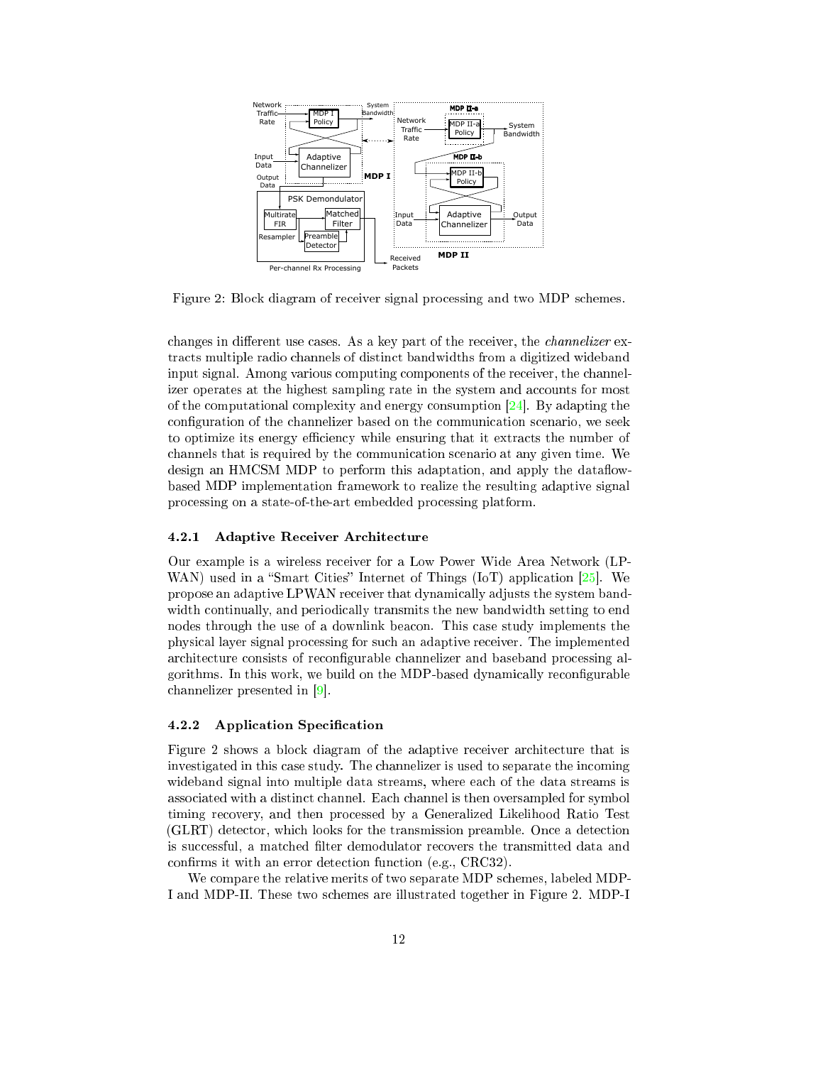Figure 2: Block diagram of receiver signal processing and two MDP schemes.

changes in different use cases. As a key part of the receiver, the *channelizer* extracts multiple radio channels of distinct bandwidths from a digitized wideband input signal. Among various computing components of the receiver, the channelizer operates at the highest sampling rate in the system and accounts for most of the computational complexity and energy consumption [24]. By adapting the configuration of the channelizer based on the communication scenario, we seek to optimize its energy efficiency while ensuring that it extracts the number of channels that is required by the communication scenario at any given time. We design an HMCSM MDP to perform this adaptation, and apply the dataflow-based MDP implementation framework to realize the resulting adaptive signal processing on a state-of-the-art embedded processing platform.

#### 4.2.1 Adaptive Receiver Architecture

Our example is a wireless receiver for a Low Power Wide Area Network (LPWAN) used in a "Smart Cities" Internet of Things (IoT) application [25]. We propose an adaptive LPWAN receiver that dynamically adjusts the system bandwidth continually, and periodically transmits the new bandwidth setting to end nodes through the use of a downlink beacon. This case study implements the physical layer signal processing for such an adaptive receiver. The implemented architecture consists of reconfigurable channelizer and baseband processing algorithms. In this work, we build on the MDP-based dynamically reconfigurable channelizer presented in [9].

#### 4.2.2 Application Specification

Figure 2 shows a block diagram of the adaptive receiver architecture that is investigated in this case study. The channelizer is used to separate the incoming wideband signal into multiple data streams, where each of the data streams is associated with a distinct channel. Each channel is then oversampled for symbol timing recovery, and then processed by a Generalized Likelihood Ratio Test (GLRT) detector, which looks for the transmission preamble. Once a detection is successful, a matched filter demodulator recovers the transmitted data and confirms it with an error detection function (e.g., CRC32).

We compare the relative merits of two separate MDP schemes, labeled MDP-I and MDP-II. These two schemes are illustrated together in Figure 2. MDP-I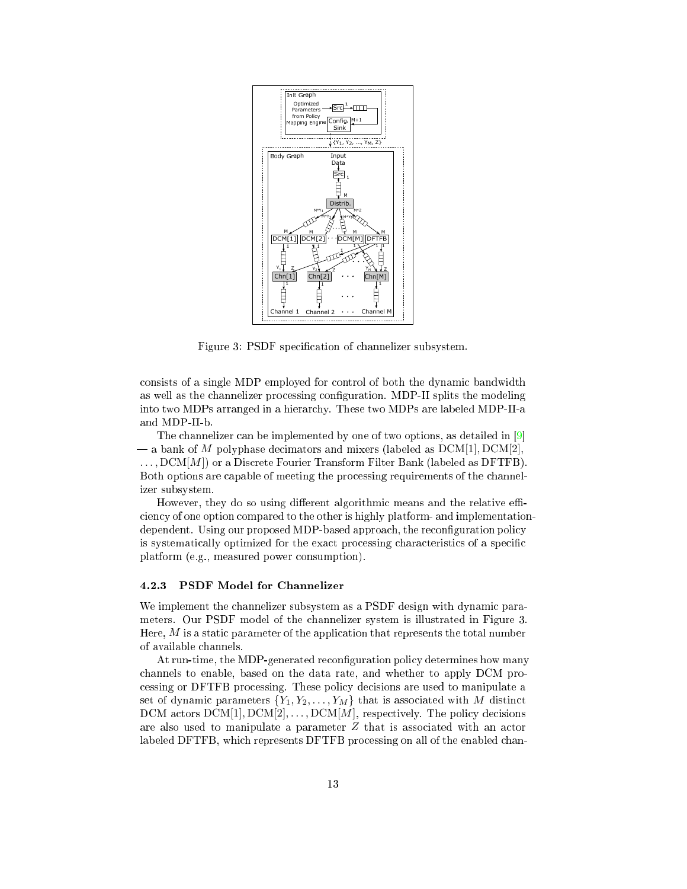Figure 3: PSDF specification of channelizer subsystem.

consists of a single MDP employed for control of both the dynamic bandwidth as well as the channelizer processing configuration. MDP-II splits the modeling into two MDPs arranged in a hierarchy. These two MDPs are labeled MDP-II-a and MDP-II-b.

The channelizer can be implemented by one of two options, as detailed in [9] — a bank of $M$ polyphase decimators and mixers (labeled as DCM[1], DCM[2], ..., DCM[$M$]) or a Discrete Fourier Transform Filter Bank (labeled as DFTFB). Both options are capable of meeting the processing requirements of the channelizer subsystem.

However, they do so using different algorithmic means and the relative efficiency of one option compared to the other is highly platform- and implementation-dependent. Using our proposed MDP-based approach, the reconfiguration policy is systematically optimized for the exact processing characteristics of a specific platform (e.g., measured power consumption).

### 4.2.3 PSDF Model for Channelizer

We implement the channelizer subsystem as a PSDF design with dynamic parameters. Our PSDF model of the channelizer system is illustrated in Figure 3. Here, $M$ is a static parameter of the application that represents the total number of available channels.

At run-time, the MDP-generated reconfiguration policy determines how many channels to enable, based on the data rate, and whether to apply DCM processing or DFTFB processing. These policy decisions are used to manipulate a set of dynamic parameters $\{Y_1, Y_2, \ldots, Y_M\}$ that is associated with $M$ distinct DCM actors DCM[1], DCM[2], ..., DCM[$M$], respectively. The policy decisions are also used to manipulate a parameter $Z$ that is associated with an actor labeled DFTFB, which represents DFTFB processing on all of the enabled chan-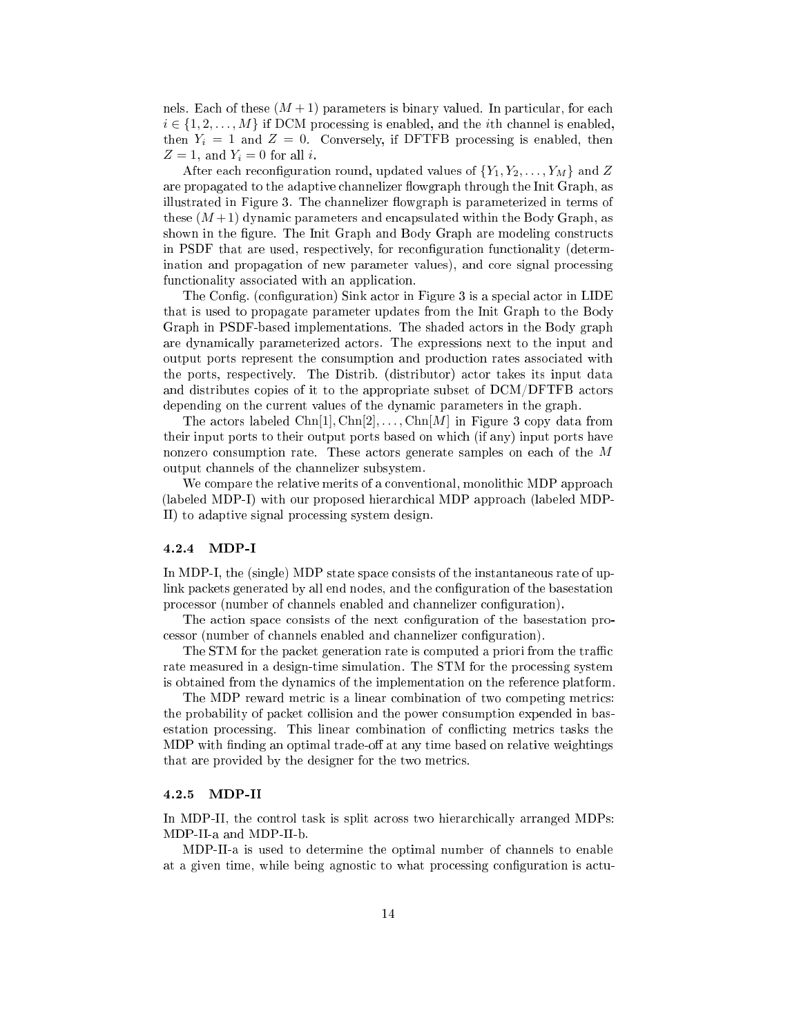nels. Each of these $(M+1)$ parameters is binary valued. In particular, for each $i \in \{1, 2, \ldots, M\}$ if DCM processing is enabled, and the $i$th channel is enabled, then $Y_i = 1$ and $Z = 0$. Conversely, if DFTFB processing is enabled, then $Z = 1$, and $Y_i = 0$ for all $i$.

After each reconfiguration round, updated values of $\{Y_1, Y_2, \ldots, Y_M\}$ and $Z$ are propagated to the adaptive channelizer flowgraph through the Init Graph, as illustrated in Figure 3. The channelizer flowgraph is parameterized in terms of these $(M+1)$ dynamic parameters and encapsulated within the Body Graph, as shown in the figure. The Init Graph and Body Graph are modeling constructs in PSDF that are used, respectively, for reconfiguration functionality (determination and propagation of new parameter values), and core signal processing functionality associated with an application.

The Config. (configuration) Sink actor in Figure 3 is a special actor in LIDE that is used to propagate parameter updates from the Init Graph to the Body Graph in PSDF-based implementations. The shaded actors in the Body graph are dynamically parameterized actors. The expressions next to the input and output ports represent the consumption and production rates associated with the ports, respectively. The Distrib. (distributor) actor takes its input data and distributes copies of it to the appropriate subset of DCM/DFTFB actors depending on the current values of the dynamic parameters in the graph.

The actors labeled $\text{Chn}[1], \text{Chn}[2], \ldots, \text{Chn}[M]$ in Figure 3 copy data from their input ports to their output ports based on which (if any) input ports have nonzero consumption rate. These actors generate samples on each of the $M$ output channels of the channelizer subsystem.

We compare the relative merits of a conventional, monolithic MDP approach (labeled MDP-I) with our proposed hierarchical MDP approach (labeled MDP-II) to adaptive signal processing system design.

#### 4.2.4 MDP-I

In MDP-I, the (single) MDP state space consists of the instantaneous rate of uplink packets generated by all end nodes, and the configuration of the basestation processor (number of channels enabled and channelizer configuration).

The action space consists of the next configuration of the basestation processor (number of channels enabled and channelizer configuration).

The STM for the packet generation rate is computed a priori from the traffic rate measured in a design-time simulation. The STM for the processing system is obtained from the dynamics of the implementation on the reference platform.

The MDP reward metric is a linear combination of two competing metrics: the probability of packet collision and the power consumption expended in basestation processing. This linear combination of conflicting metrics tasks the MDP with finding an optimal trade-off at any time based on relative weightings that are provided by the designer for the two metrics.

#### 4.2.5 MDP-II

In MDP-II, the control task is split across two hierarchically arranged MDPs: MDP-II-a and MDP-II-b.

MDP-II-a is used to determine the optimal number of channels to enable at a given time, while being agnostic to what processing configuration is actu-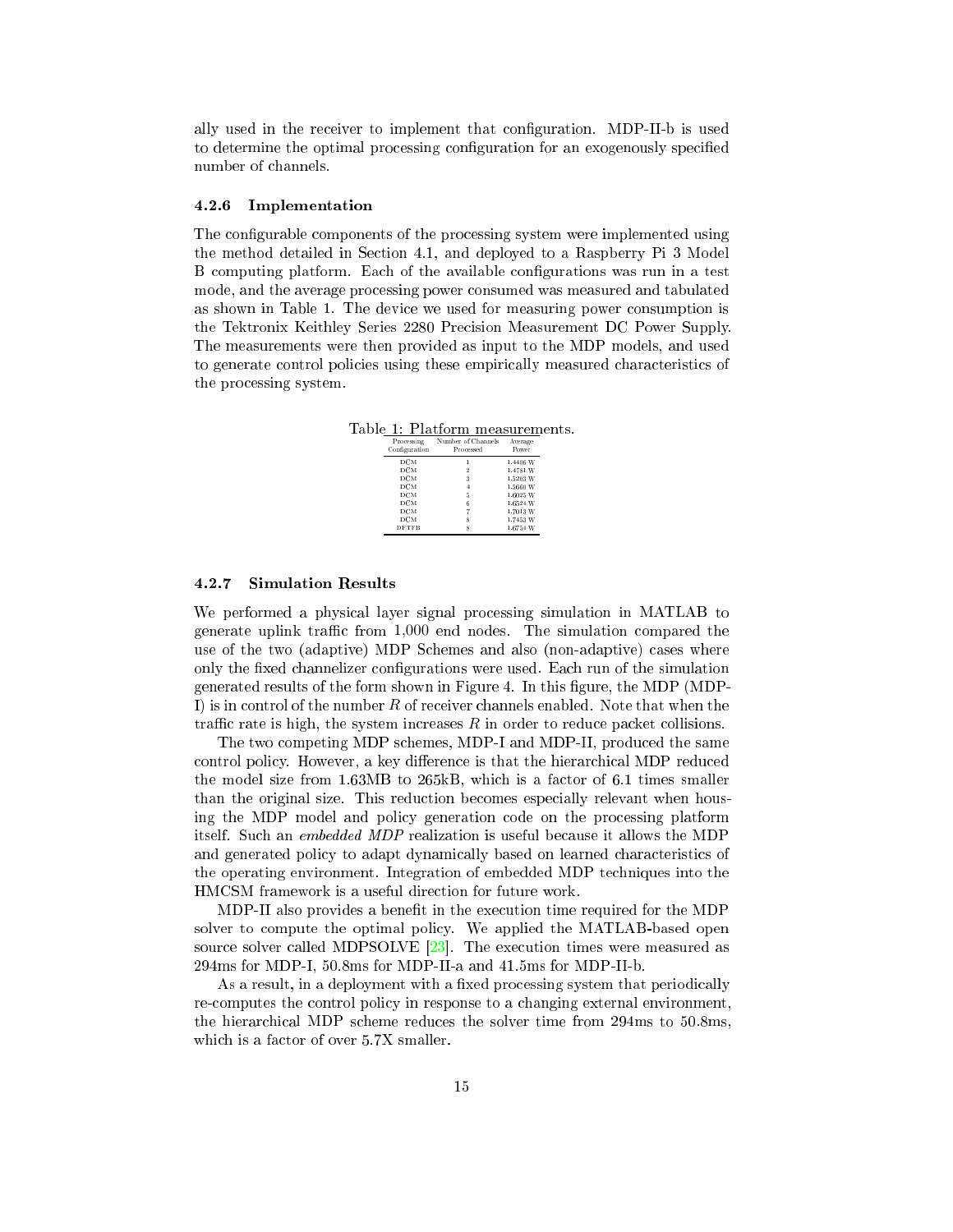ally used in the receiver to implement that configuration. MDP-II-b is used to determine the optimal processing configuration for an exogenously specified number of channels.

### 4.2.6 Implementation

The configurable components of the processing system were implemented using the method detailed in Section 4.1, and deployed to a Raspberry Pi 3 Model B computing platform. Each of the available configurations was run in a test mode, and the average processing power consumed was measured and tabulated as shown in Table 1. The device we used for measuring power consumption is the Tektronix Keithley Series 2280 Precision Measurement DC Power Supply. The measurements were then provided as input to the MDP models, and used to generate control policies using these empirically measured characteristics of the processing system.

Table 1: Platform measurements.

| Processing Configuration | Number of Channels Processed | Average Power |
|---|---|---|
| DCM | 1 | 1.4406 W |
| DCM | 2 | 1.4781 W |
| DCM | 3 | 1.5203 W |
| DCM | 4 | 1.5660 W |
| DCM | 5 | 1.6025 W |
| DCM | 6 | 1.6524 W |
| DCM | 7 | 1.7013 W |
| DCM | 8 | 1.7453 W |
| DFTFB | 8 | 1.6754 W |

### 4.2.7 Simulation Results

We performed a physical layer signal processing simulation in MATLAB to generate uplink traffic from 1,000 end nodes. The simulation compared the use of the two (adaptive) MDP Schemes and also (non-adaptive) cases where only the fixed channelizer configurations were used. Each run of the simulation generated results of the form shown in Figure 4. In this figure, the MDP (MDP-I) is in control of the number $R$ of receiver channels enabled. Note that when the traffic rate is high, the system increases $R$ in order to reduce packet collisions.

The two competing MDP schemes, MDP-I and MDP-II, produced the same control policy. However, a key difference is that the hierarchical MDP reduced the model size from 1.63MB to 265kB, which is a factor of 6.1 times smaller than the original size. This reduction becomes especially relevant when housing the MDP model and policy generation code on the processing platform itself. Such an *embedded MDP* realization is useful because it allows the MDP and generated policy to adapt dynamically based on learned characteristics of the operating environment. Integration of embedded MDP techniques into the HMCSM framework is a useful direction for future work.

MDP-II also provides a benefit in the execution time required for the MDP solver to compute the optimal policy. We applied the MATLAB-based open source solver called MDPSOLVE [23]. The execution times were measured as 294ms for MDP-I, 50.8ms for MDP-II-a and 41.5ms for MDP-II-b.

As a result, in a deployment with a fixed processing system that periodically re-computes the control policy in response to a changing external environment, the hierarchical MDP scheme reduces the solver time from 294ms to 50.8ms, which is a factor of over 5.7X smaller.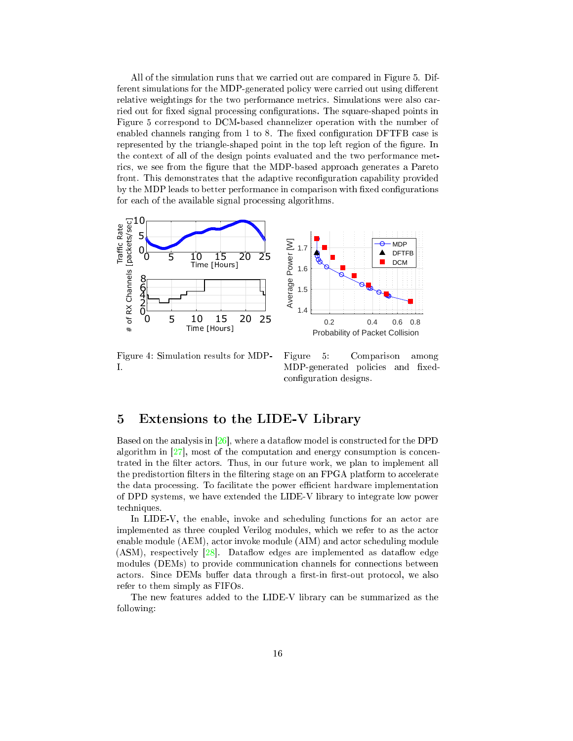All of the simulation runs that we carried out are compared in Figure 5. Different simulations for the MDP-generated policy were carried out using different relative weightings for the two performance metrics. Simulations were also carried out for fixed signal processing configurations. The square-shaped points in Figure 5 correspond to DCM-based channelizer operation with the number of enabled channels ranging from 1 to 8. The fixed configuration DFTFB case is represented by the triangle-shaped point in the top left region of the figure. In the context of all of the design points evaluated and the two performance metrics, we see from the figure that the MDP-based approach generates a Pareto front. This demonstrates that the adaptive reconfiguration capability provided by the MDP leads to better performance in comparison with fixed configurations for each of the available signal processing algorithms.

Figure 4: Simulation results for MDP-I.

Figure 5: Comparison among MDP-generated policies and fixed-configuration designs.

# 5 Extensions to the LIDE-V Library

Based on the analysis in [26], where a dataflow model is constructed for the DPD algorithm in [27], most of the computation and energy consumption is concentrated in the filter actors. Thus, in our future work, we plan to implement all the predistortion filters in the filtering stage on an FPGA platform to accelerate the data processing. To facilitate the power efficient hardware implementation of DPD systems, we have extended the LIDE-V library to integrate low power techniques.

In LIDE-V, the enable, invoke and scheduling functions for an actor are implemented as three coupled Verilog modules, which we refer to as the actor enable module (AEM), actor invoke module (AIM) and actor scheduling module (ASM), respectively [28]. Dataflow edges are implemented as dataflow edge modules (DEMs) to provide communication channels for connections between actors. Since DEMs buffer data through a first-in first-out protocol, we also refer to them simply as FIFOs.

The new features added to the LIDE-V library can be summarized as the following: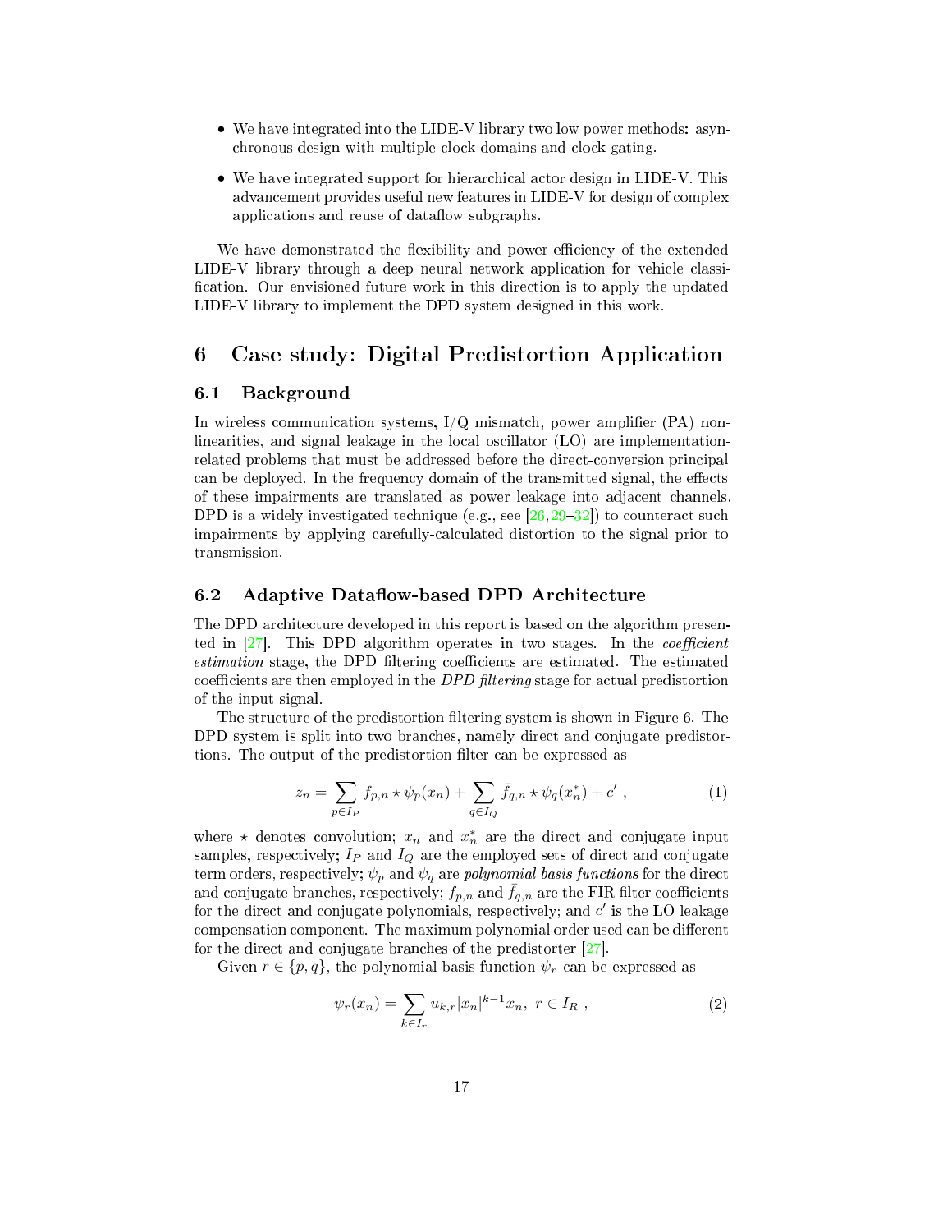- We have integrated into the LIDE-V library two low power methods: asynchronous design with multiple clock domains and clock gating.
- We have integrated support for hierarchical actor design in LIDE-V. This advancement provides useful new features in LIDE-V for design of complex applications and reuse of dataflow subgraphs.

We have demonstrated the flexibility and power efficiency of the extended LIDE-V library through a deep neural network application for vehicle classification. Our envisioned future work in this direction is to apply the updated LIDE-V library to implement the DPD system designed in this work.

## 6 Case study: Digital Predistortion Application

### 6.1 Background

In wireless communication systems, I/Q mismatch, power amplifier (PA) nonlinearities, and signal leakage in the local oscillator (LO) are implementation-related problems that must be addressed before the direct-conversion principal can be deployed. In the frequency domain of the transmitted signal, the effects of these impairments are translated as power leakage into adjacent channels. DPD is a widely investigated technique (e.g., see [26,29–32]) to counteract such impairments by applying carefully-calculated distortion to the signal prior to transmission.

### 6.2 Adaptive Dataflow-based DPD Architecture

The DPD architecture developed in this report is based on the algorithm presented in [27]. This DPD algorithm operates in two stages. In the *coefficient estimation* stage, the DPD filtering coefficients are estimated. The estimated coefficients are then employed in the *DPD filtering* stage for actual predistortion of the input signal.

The structure of the predistortion filtering system is shown in Figure 6. The DPD system is split into two branches, namely direct and conjugate predistortions. The output of the predistortion filter can be expressed as

$$z_n = \sum_{p \in I_P} f_{p,n} \star \psi_p(x_n) + \sum_{q \in I_Q} \bar{f}_{q,n} \star \psi_q(x_n^*) + c' \ , \tag{1}$$

where $\star$ denotes convolution; $x_n$ and $x_n^*$ are the direct and conjugate input samples, respectively; $I_P$ and $I_Q$ are the employed sets of direct and conjugate term orders, respectively; $\psi_p$ and $\psi_q$ are *polynomial basis functions* for the direct and conjugate branches, respectively; $f_{p,n}$ and $\bar{f}_{q,n}$ are the FIR filter coefficients for the direct and conjugate polynomials, respectively; and $c'$ is the LO leakage compensation component. The maximum polynomial order used can be different for the direct and conjugate branches of the predistorter [27].

Given $r \in \{p, q\}$, the polynomial basis function $\psi_r$ can be expressed as

$$\psi_r(x_n) = \sum_{k \in I_r} u_{k,r} |x_n|^{k-1} x_n, \ r \in I_R \ , \tag{2}$$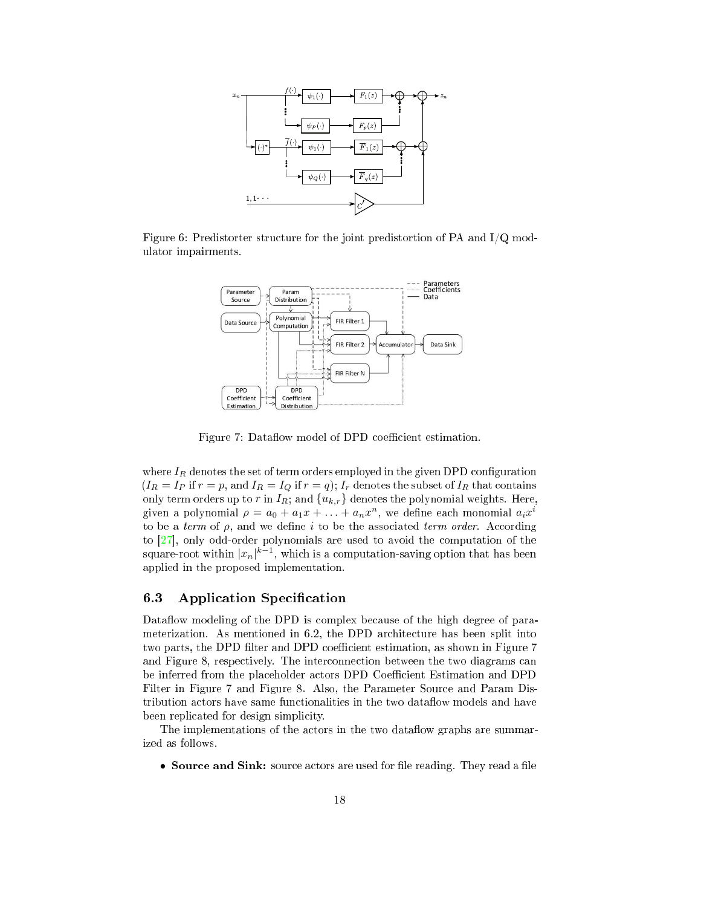Figure 6: Predistorter structure for the joint predistortion of PA and I/Q modulator impairments.

Figure 7: Dataflow model of DPD coefficient estimation.

where $I_R$ denotes the set of term orders employed in the given DPD configuration ($I_R = I_P$ if $r = p$, and $I_R = I_Q$ if $r = q$); $I_r$ denotes the subset of $I_R$ that contains only term orders up to $r$ in $I_R$; and $\{u_{k,r}\}$ denotes the polynomial weights. Here, given a polynomial $\rho = a_0 + a_1 x + \ldots + a_n x^n$, we define each monomial $a_i x^i$ to be a *term* of $\rho$, and we define $i$ to be the associated *term order*. According to [27], only odd-order polynomials are used to avoid the computation of the square-root within $|x_n|^{k-1}$, which is a computation-saving option that has been applied in the proposed implementation.

### 6.3 Application Specification

Dataflow modeling of the DPD is complex because of the high degree of parameterization. As mentioned in 6.2, the DPD architecture has been split into two parts, the DPD filter and DPD coefficient estimation, as shown in Figure 7 and Figure 8, respectively. The interconnection between the two diagrams can be inferred from the placeholder actors DPD Coefficient Estimation and DPD Filter in Figure 7 and Figure 8. Also, the Parameter Source and Param Distribution actors have same functionalities in the two dataflow models and have been replicated for design simplicity.

The implementations of the actors in the two dataflow graphs are summarized as follows.

- **Source and Sink:** source actors are used for file reading. They read a file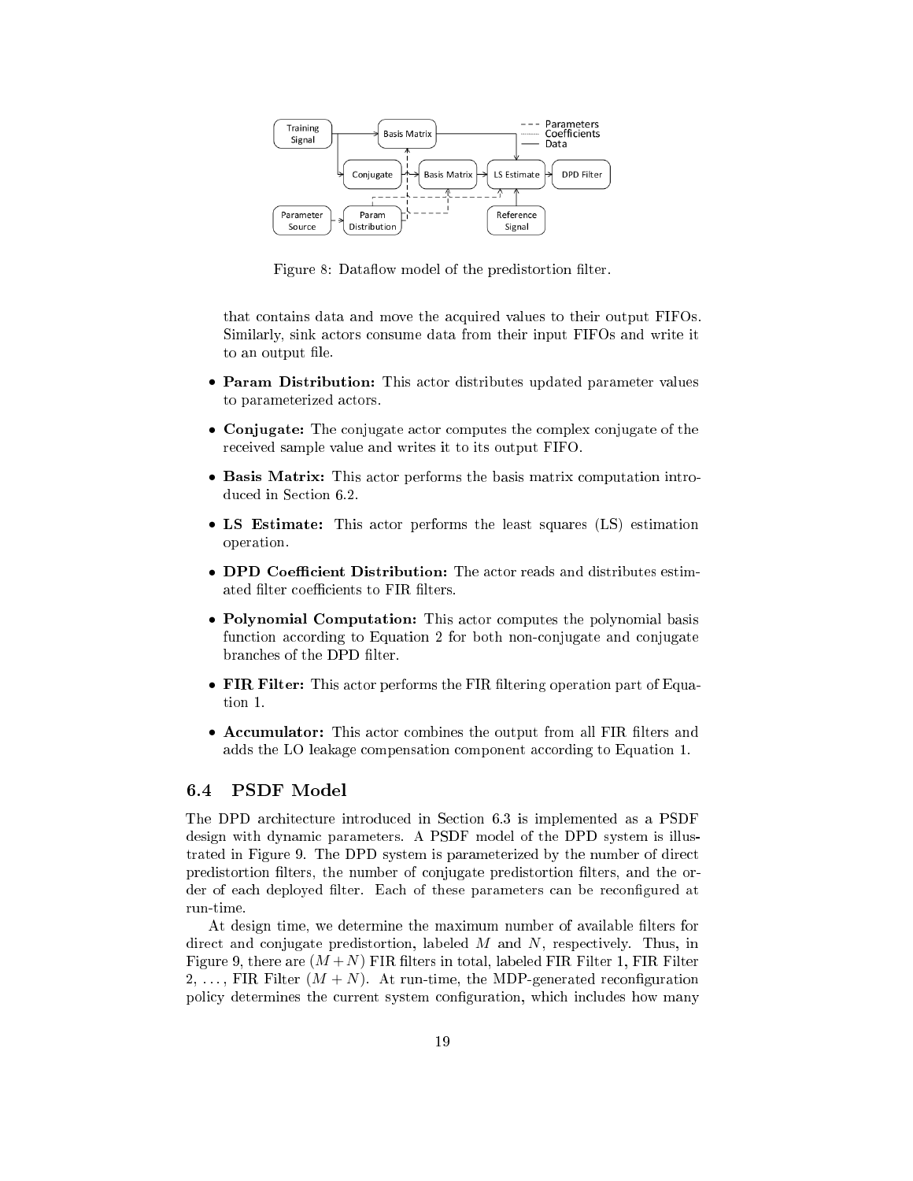Figure 8: Dataflow model of the predistortion filter.

that contains data and move the acquired values to their output FIFOs. Similarly, sink actors consume data from their input FIFOs and write it to an output file.

- **Param Distribution:** This actor distributes updated parameter values to parameterized actors.
- **Conjugate:** The conjugate actor computes the complex conjugate of the received sample value and writes it to its output FIFO.
- **Basis Matrix:** This actor performs the basis matrix computation introduced in Section 6.2.
- **LS Estimate:** This actor performs the least squares (LS) estimation operation.
- **DPD Coefficient Distribution:** The actor reads and distributes estimated filter coefficients to FIR filters.
- **Polynomial Computation:** This actor computes the polynomial basis function according to Equation 2 for both non-conjugate and conjugate branches of the DPD filter.
- **FIR Filter:** This actor performs the FIR filtering operation part of Equation 1.
- **Accumulator:** This actor combines the output from all FIR filters and adds the LO leakage compensation component according to Equation 1.

### 6.4 PSDF Model

The DPD architecture introduced in Section 6.3 is implemented as a PSDF design with dynamic parameters. A PSDF model of the DPD system is illustrated in Figure 9. The DPD system is parameterized by the number of direct predistortion filters, the number of conjugate predistortion filters, and the order of each deployed filter. Each of these parameters can be reconfigured at run-time.

At design time, we determine the maximum number of available filters for direct and conjugate predistortion, labeled $M$ and $N$, respectively. Thus, in Figure 9, there are $(M+N)$ FIR filters in total, labeled FIR Filter 1, FIR Filter 2, ..., FIR Filter $(M+N)$. At run-time, the MDP-generated reconfiguration policy determines the current system configuration, which includes how many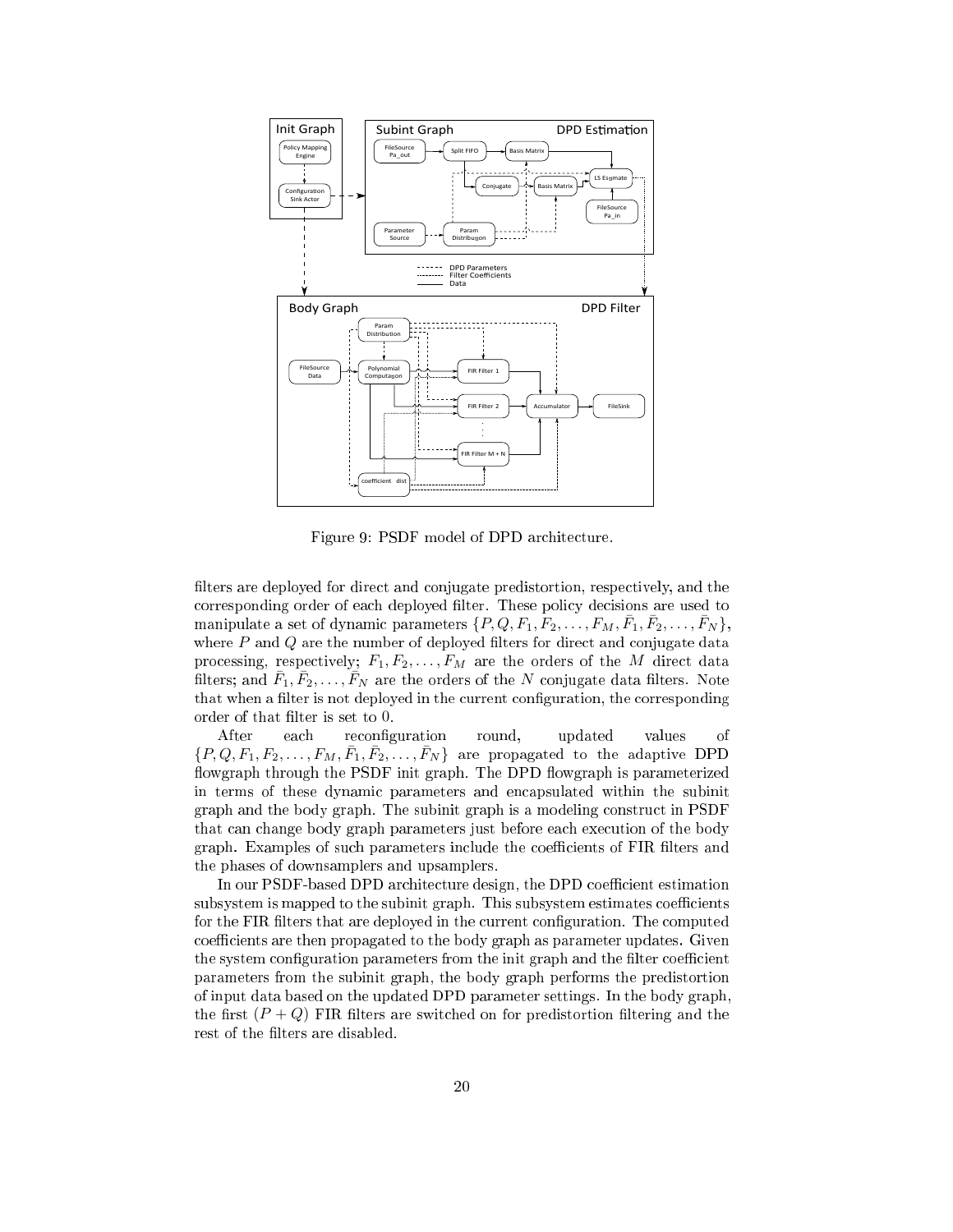Figure 9: PSDF model of DPD architecture.

filters are deployed for direct and conjugate predistortion, respectively, and the corresponding order of each deployed filter. These policy decisions are used to manipulate a set of dynamic parameters $\{P, Q, F_1, F_2, \ldots, F_M, \bar{F}_1, \bar{F}_2, \ldots, \bar{F}_N\}$, where $P$ and $Q$ are the number of deployed filters for direct and conjugate data processing, respectively; $F_1, F_2, \ldots, F_M$ are the orders of the $M$ direct data filters; and $\bar{F}_1, \bar{F}_2, \ldots, \bar{F}_N$ are the orders of the $N$ conjugate data filters. Note that when a filter is not deployed in the current configuration, the corresponding order of that filter is set to 0.

After each reconfiguration round, updated values of $\{P, Q, F_1, F_2, \ldots, F_M, \bar{F}_1, \bar{F}_2, \ldots, \bar{F}_N\}$ are propagated to the adaptive DPD flowgraph through the PSDF init graph. The DPD flowgraph is parameterized in terms of these dynamic parameters and encapsulated within the subinit graph and the body graph. The subinit graph is a modeling construct in PSDF that can change body graph parameters just before each execution of the body graph. Examples of such parameters include the coefficients of FIR filters and the phases of downsamplers and upsamplers.

In our PSDF-based DPD architecture design, the DPD coefficient estimation subsystem is mapped to the subinit graph. This subsystem estimates coefficients for the FIR filters that are deployed in the current configuration. The computed coefficients are then propagated to the body graph as parameter updates. Given the system configuration parameters from the init graph and the filter coefficient parameters from the subinit graph, the body graph performs the predistortion of input data based on the updated DPD parameter settings. In the body graph, the first $(P + Q)$ FIR filters are switched on for predistortion filtering and the rest of the filters are disabled.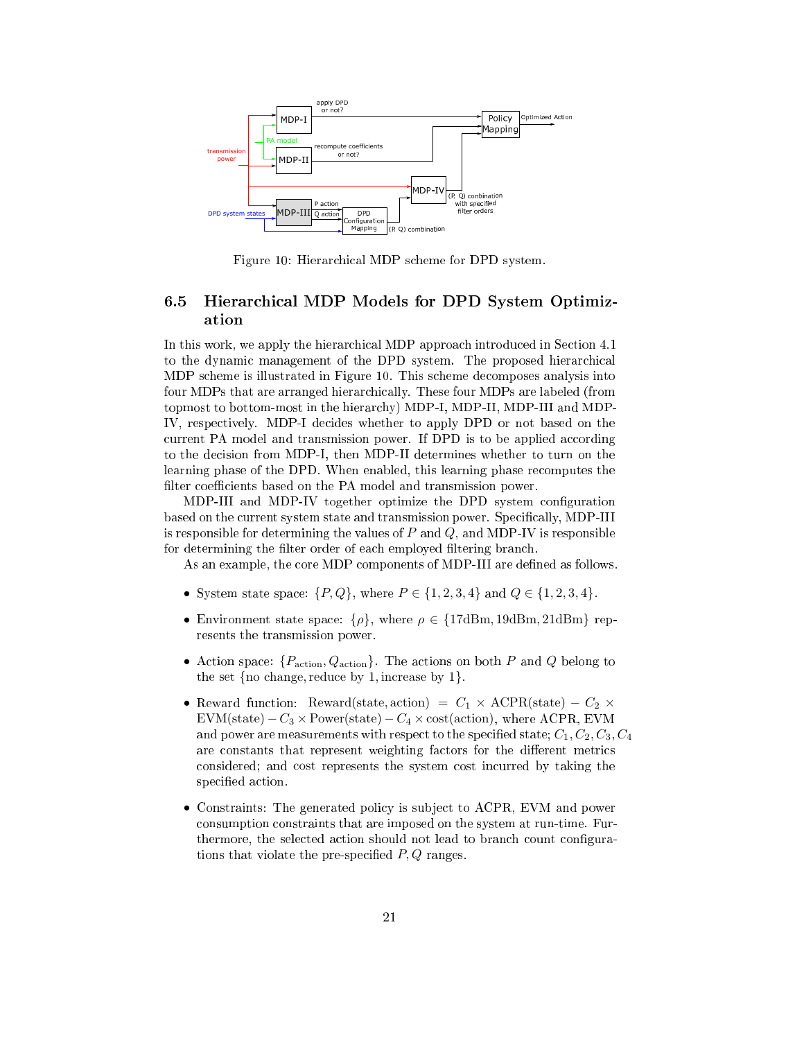Figure 10: Hierarchical MDP scheme for DPD system.

### 6.5 Hierarchical MDP Models for DPD System Optimization

In this work, we apply the hierarchical MDP approach introduced in Section 4.1 to the dynamic management of the DPD system. The proposed hierarchical MDP scheme is illustrated in Figure 10. This scheme decomposes analysis into four MDPs that are arranged hierarchically. These four MDPs are labeled (from topmost to bottom-most in the hierarchy) MDP-I, MDP-II, MDP-III and MDP-IV, respectively. MDP-I decides whether to apply DPD or not based on the current PA model and transmission power. If DPD is to be applied according to the decision from MDP-I, then MDP-II determines whether to turn on the learning phase of the DPD. When enabled, this learning phase recomputes the filter coefficients based on the PA model and transmission power.

MDP-III and MDP-IV together optimize the DPD system configuration based on the current system state and transmission power. Specifically, MDP-III is responsible for determining the values of $P$ and $Q$, and MDP-IV is responsible for determining the filter order of each employed filtering branch.

As an example, the core MDP components of MDP-III are defined as follows.

- System state space: $\{P, Q\}$, where $P \in \{1, 2, 3, 4\}$ and $Q \in \{1, 2, 3, 4\}$.
- Environment state space: $\{\rho\}$, where $\rho \in \{17\text{dBm}, 19\text{dBm}, 21\text{dBm}\}$ represents the transmission power.
- Action space: $\{P_{\text{action}}, Q_{\text{action}}\}$. The actions on both $P$ and $Q$ belong to the set $\{\text{no change}, \text{reduce by } 1, \text{increase by } 1\}$.
- Reward function: $\text{Reward}(\text{state}, \text{action}) = C_1 \times \text{ACPR}(\text{state}) - C_2 \times \text{EVM}(\text{state}) - C_3 \times \text{Power}(\text{state}) - C_4 \times \text{cost}(\text{action})$, where ACPR, EVM and power are measurements with respect to the specified state; $C_1, C_2, C_3, C_4$ are constants that represent weighting factors for the different metrics considered; and cost represents the system cost incurred by taking the specified action.
- Constraints: The generated policy is subject to ACPR, EVM and power consumption constraints that are imposed on the system at run-time. Furthermore, the selected action should not lead to branch count configurations that violate the pre-specified $P, Q$ ranges.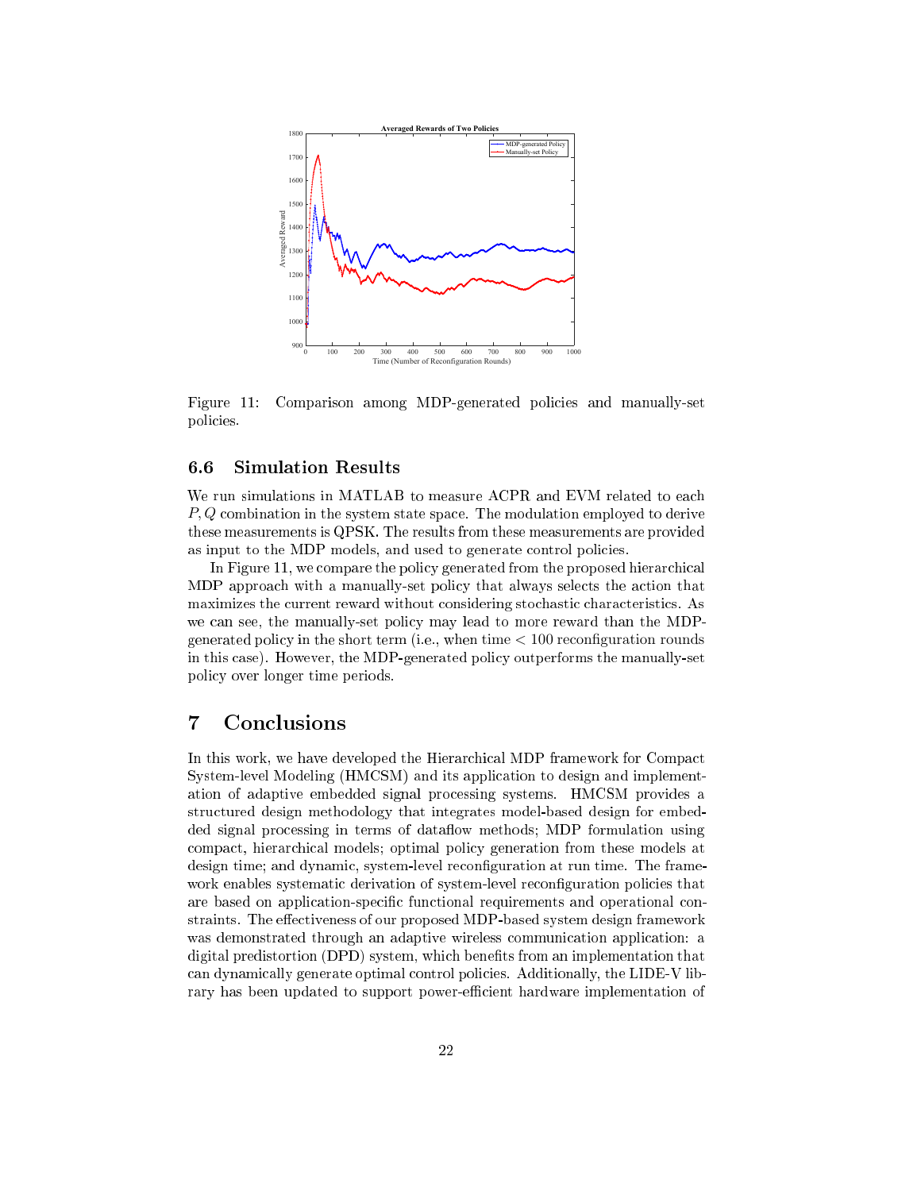Figure 11: Comparison among MDP-generated policies and manually-set policies.

### 6.6 Simulation Results

We run simulations in MATLAB to measure ACPR and EVM related to each $P, Q$ combination in the system state space. The modulation employed to derive these measurements is QPSK. The results from these measurements are provided as input to the MDP models, and used to generate control policies.

In Figure 11, we compare the policy generated from the proposed hierarchical MDP approach with a manually-set policy that always selects the action that maximizes the current reward without considering stochastic characteristics. As we can see, the manually-set policy may lead to more reward than the MDP-generated policy in the short term (i.e., when time $< 100$ reconfiguration rounds in this case). However, the MDP-generated policy outperforms the manually-set policy over longer time periods.

# 7 Conclusions

In this work, we have developed the Hierarchical MDP framework for Compact System-level Modeling (HMCSM) and its application to design and implementation of adaptive embedded signal processing systems. HMCSM provides a structured design methodology that integrates model-based design for embedded signal processing in terms of dataflow methods; MDP formulation using compact, hierarchical models; optimal policy generation from these models at design time; and dynamic, system-level reconfiguration at run time. The framework enables systematic derivation of system-level reconfiguration policies that are based on application-specific functional requirements and operational constraints. The effectiveness of our proposed MDP-based system design framework was demonstrated through an adaptive wireless communication application: a digital predistortion (DPD) system, which benefits from an implementation that can dynamically generate optimal control policies. Additionally, the LIDE-V library has been updated to support power-efficient hardware implementation of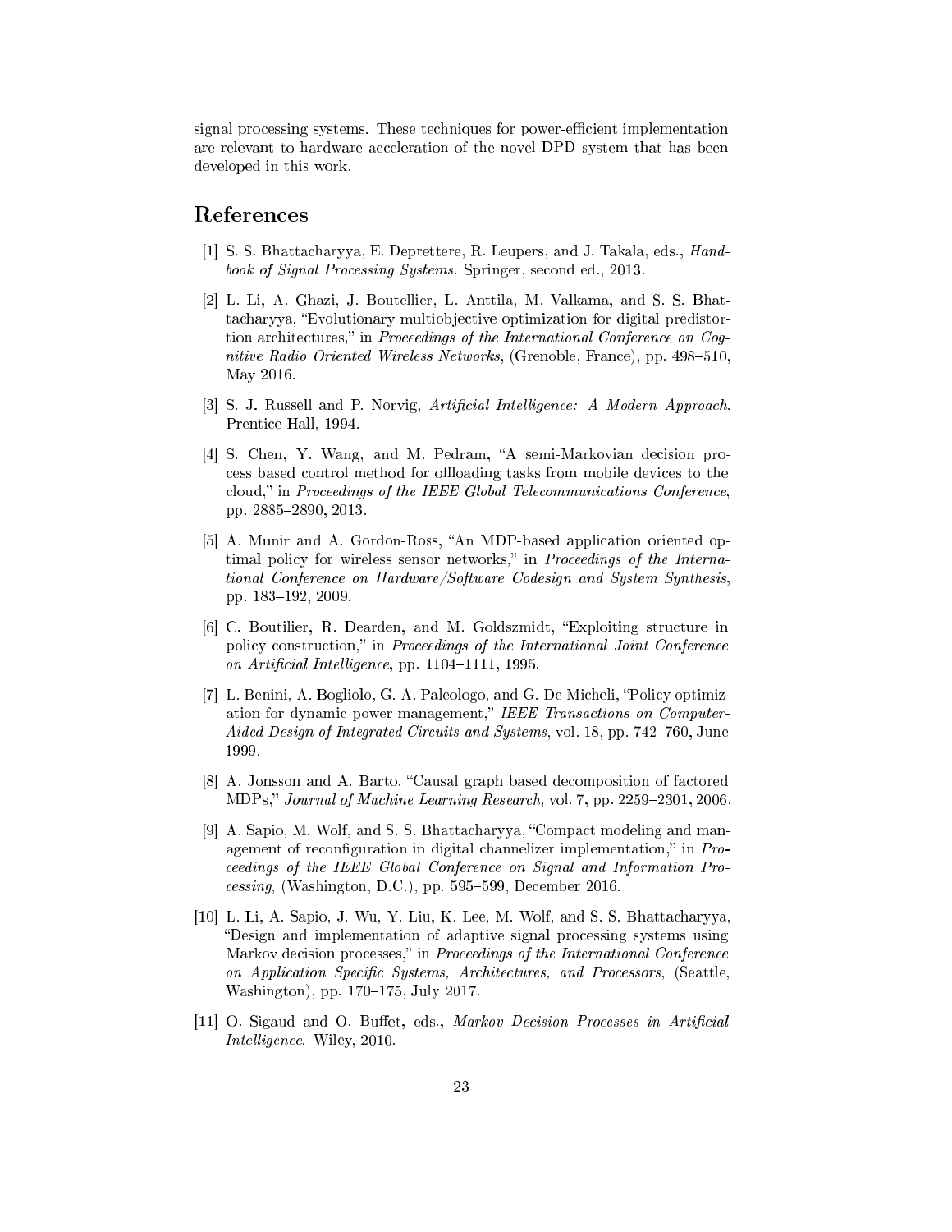signal processing systems. These techniques for power-efficient implementation are relevant to hardware acceleration of the novel DPD system that has been developed in this work.

# References

[1] S. S. Bhattacharyya, E. Deprettere, R. Leupers, and J. Takala, eds., *Handbook of Signal Processing Systems*. Springer, second ed., 2013.

[2] L. Li, A. Ghazi, J. Boutellier, L. Anttila, M. Valkama, and S. S. Bhattacharyya, "Evolutionary multiobjective optimization for digital predistortion architectures," in *Proceedings of the International Conference on Cognitive Radio Oriented Wireless Networks*, (Grenoble, France), pp. 498–510, May 2016.

[3] S. J. Russell and P. Norvig, *Artificial Intelligence: A Modern Approach*. Prentice Hall, 1994.

[4] S. Chen, Y. Wang, and M. Pedram, "A semi-Markovian decision process based control method for offloading tasks from mobile devices to the cloud," in *Proceedings of the IEEE Global Telecommunications Conference*, pp. 2885–2890, 2013.

[5] A. Munir and A. Gordon-Ross, "An MDP-based application oriented optimal policy for wireless sensor networks," in *Proceedings of the International Conference on Hardware/Software Codesign and System Synthesis*, pp. 183–192, 2009.

[6] C. Boutilier, R. Dearden, and M. Goldszmidt, "Exploiting structure in policy construction," in *Proceedings of the International Joint Conference on Artificial Intelligence*, pp. 1104–1111, 1995.

[7] L. Benini, A. Bogliolo, G. A. Paleologo, and G. De Micheli, "Policy optimization for dynamic power management," *IEEE Transactions on Computer-Aided Design of Integrated Circuits and Systems*, vol. 18, pp. 742–760, June 1999.

[8] A. Jonsson and A. Barto, "Causal graph based decomposition of factored MDPs," *Journal of Machine Learning Research*, vol. 7, pp. 2259–2301, 2006.

[9] A. Sapio, M. Wolf, and S. S. Bhattacharyya, "Compact modeling and management of reconfiguration in digital channelizer implementation," in *Proceedings of the IEEE Global Conference on Signal and Information Processing*, (Washington, D.C.), pp. 595–599, December 2016.

[10] L. Li, A. Sapio, J. Wu, Y. Liu, K. Lee, M. Wolf, and S. S. Bhattacharyya, "Design and implementation of adaptive signal processing systems using Markov decision processes," in *Proceedings of the International Conference on Application Specific Systems, Architectures, and Processors*, (Seattle, Washington), pp. 170–175, July 2017.

[11] O. Sigaud and O. Buffet, eds., *Markov Decision Processes in Artificial Intelligence*. Wiley, 2010.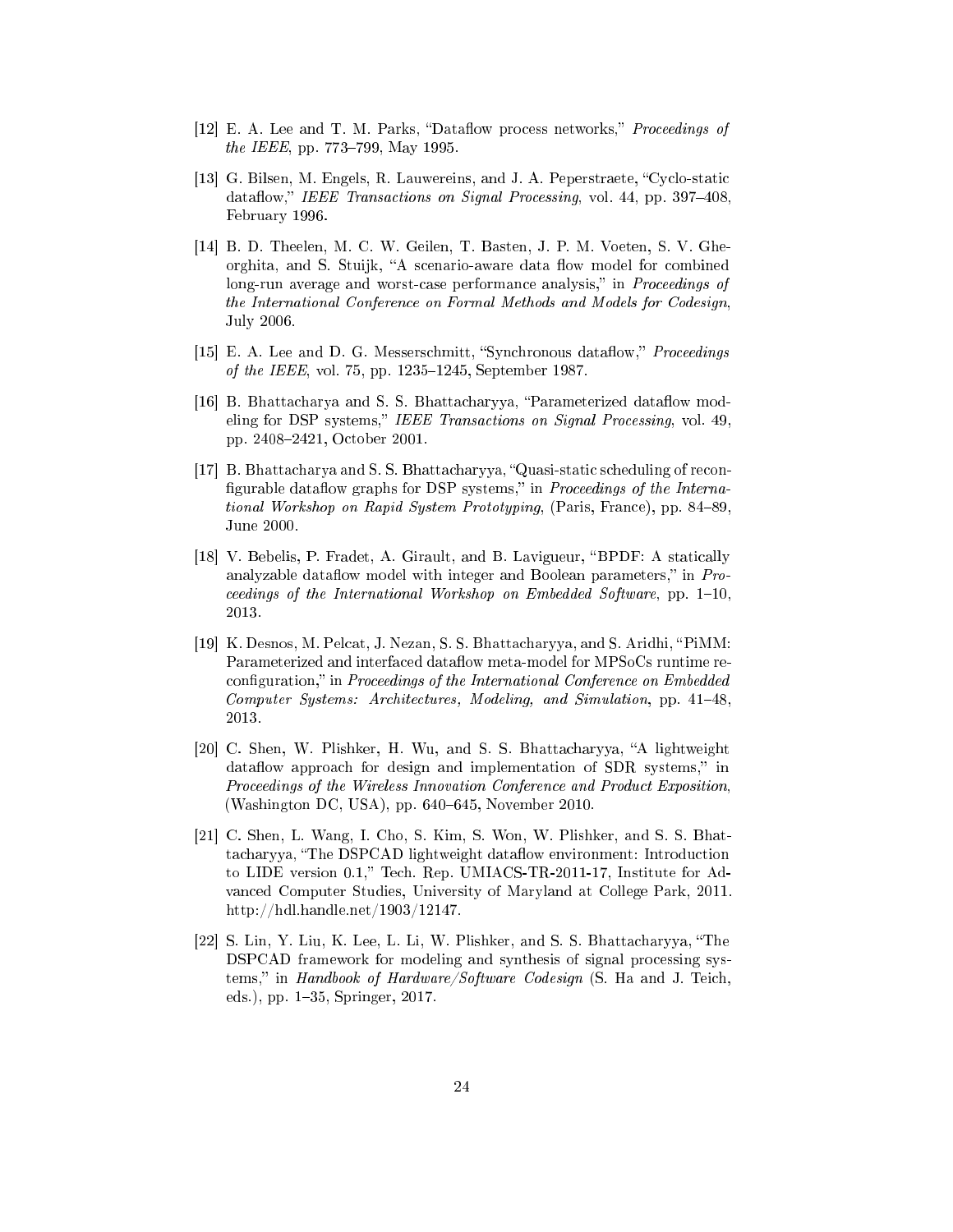[12] E. A. Lee and T. M. Parks, "Dataflow process networks," *Proceedings of the IEEE*, pp. 773–799, May 1995.

[13] G. Bilsen, M. Engels, R. Lauwereins, and J. A. Peperstraete, "Cyclo-static dataflow," *IEEE Transactions on Signal Processing*, vol. 44, pp. 397–408, February 1996.

[14] B. D. Theelen, M. C. W. Geilen, T. Basten, J. P. M. Voeten, S. V. Gheorghita, and S. Stuijk, "A scenario-aware data flow model for combined long-run average and worst-case performance analysis," in *Proceedings of the International Conference on Formal Methods and Models for Codesign*, July 2006.

[15] E. A. Lee and D. G. Messerschmitt, "Synchronous dataflow," *Proceedings of the IEEE*, vol. 75, pp. 1235–1245, September 1987.

[16] B. Bhattacharya and S. S. Bhattacharyya, "Parameterized dataflow modeling for DSP systems," *IEEE Transactions on Signal Processing*, vol. 49, pp. 2408–2421, October 2001.

[17] B. Bhattacharya and S. S. Bhattacharyya, "Quasi-static scheduling of reconfigurable dataflow graphs for DSP systems," in *Proceedings of the International Workshop on Rapid System Prototyping*, (Paris, France), pp. 84–89, June 2000.

[18] V. Bebelis, P. Fradet, A. Girault, and B. Lavigueur, "BPDF: A statically analyzable dataflow model with integer and Boolean parameters," in *Proceedings of the International Workshop on Embedded Software*, pp. 1–10, 2013.

[19] K. Desnos, M. Pelcat, J. Nezan, S. S. Bhattacharyya, and S. Aridhi, "PiMM: Parameterized and interfaced dataflow meta-model for MPSoCs runtime reconfiguration," in *Proceedings of the International Conference on Embedded Computer Systems: Architectures, Modeling, and Simulation*, pp. 41–48, 2013.

[20] C. Shen, W. Plishker, H. Wu, and S. S. Bhattacharyya, "A lightweight dataflow approach for design and implementation of SDR systems," in *Proceedings of the Wireless Innovation Conference and Product Exposition*, (Washington DC, USA), pp. 640–645, November 2010.

[21] C. Shen, L. Wang, I. Cho, S. Kim, S. Won, W. Plishker, and S. S. Bhattacharyya, "The DSPCAD lightweight dataflow environment: Introduction to LIDE version 0.1," Tech. Rep. UMIACS-TR-2011-17, Institute for Advanced Computer Studies, University of Maryland at College Park, 2011. http://hdl.handle.net/1903/12147.

[22] S. Lin, Y. Liu, K. Lee, L. Li, W. Plishker, and S. S. Bhattacharyya, "The DSPCAD framework for modeling and synthesis of signal processing systems," in *Handbook of Hardware/Software Codesign* (S. Ha and J. Teich, eds.), pp. 1–35, Springer, 2017.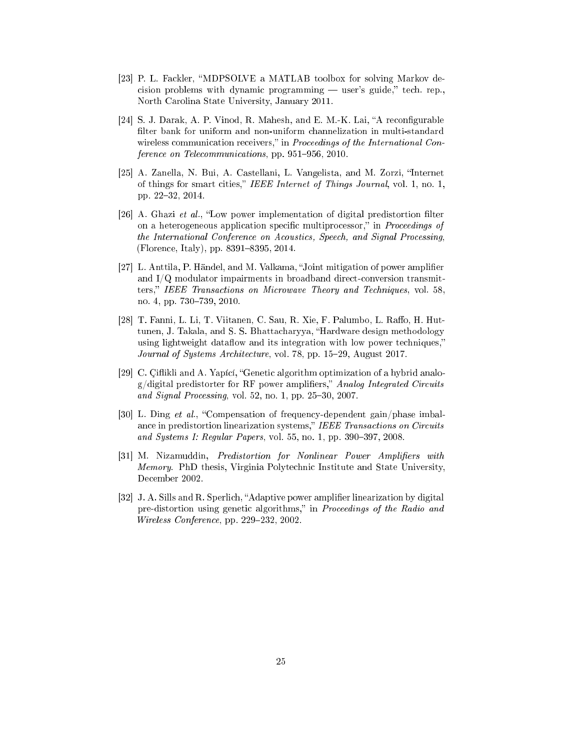[23] P. L. Fackler, "MDPSOLVE a MATLAB toolbox for solving Markov decision problems with dynamic programming — user's guide," tech. rep., North Carolina State University, January 2011.

[24] S. J. Darak, A. P. Vinod, R. Mahesh, and E. M.-K. Lai, "A reconfigurable filter bank for uniform and non-uniform channelization in multi-standard wireless communication receivers," in *Proceedings of the International Conference on Telecommunications*, pp. 951–956, 2010.

[25] A. Zanella, N. Bui, A. Castellani, L. Vangelista, and M. Zorzi, "Internet of things for smart cities," *IEEE Internet of Things Journal*, vol. 1, no. 1, pp. 22–32, 2014.

[26] A. Ghazi *et al.*, "Low power implementation of digital predistortion filter on a heterogeneous application specific multiprocessor," in *Proceedings of the International Conference on Acoustics, Speech, and Signal Processing*, (Florence, Italy), pp. 8391–8395, 2014.

[27] L. Anttila, P. Händel, and M. Valkama, "Joint mitigation of power amplifier and I/Q modulator impairments in broadband direct-conversion transmitters," *IEEE Transactions on Microwave Theory and Techniques*, vol. 58, no. 4, pp. 730–739, 2010.

[28] T. Fanni, L. Li, T. Viitanen, C. Sau, R. Xie, F. Palumbo, L. Raffo, H. Huttunen, J. Takala, and S. S. Bhattacharyya, "Hardware design methodology using lightweight dataflow and its integration with low power techniques," *Journal of Systems Architecture*, vol. 78, pp. 15–29, August 2017.

[29] C. Çiflikli and A. Yapící, "Genetic algorithm optimization of a hybrid analog/digital predistorter for RF power amplifiers," *Analog Integrated Circuits and Signal Processing*, vol. 52, no. 1, pp. 25–30, 2007.

[30] L. Ding *et al.*, "Compensation of frequency-dependent gain/phase imbalance in predistortion linearization systems," *IEEE Transactions on Circuits and Systems I: Regular Papers*, vol. 55, no. 1, pp. 390–397, 2008.

[31] M. Nizamuddin, *Predistortion for Nonlinear Power Amplifiers with Memory.* PhD thesis, Virginia Polytechnic Institute and State University, December 2002.

[32] J. A. Sills and R. Sperlich, "Adaptive power amplifier linearization by digital pre-distortion using genetic algorithms," in *Proceedings of the Radio and Wireless Conference*, pp. 229–232, 2002.